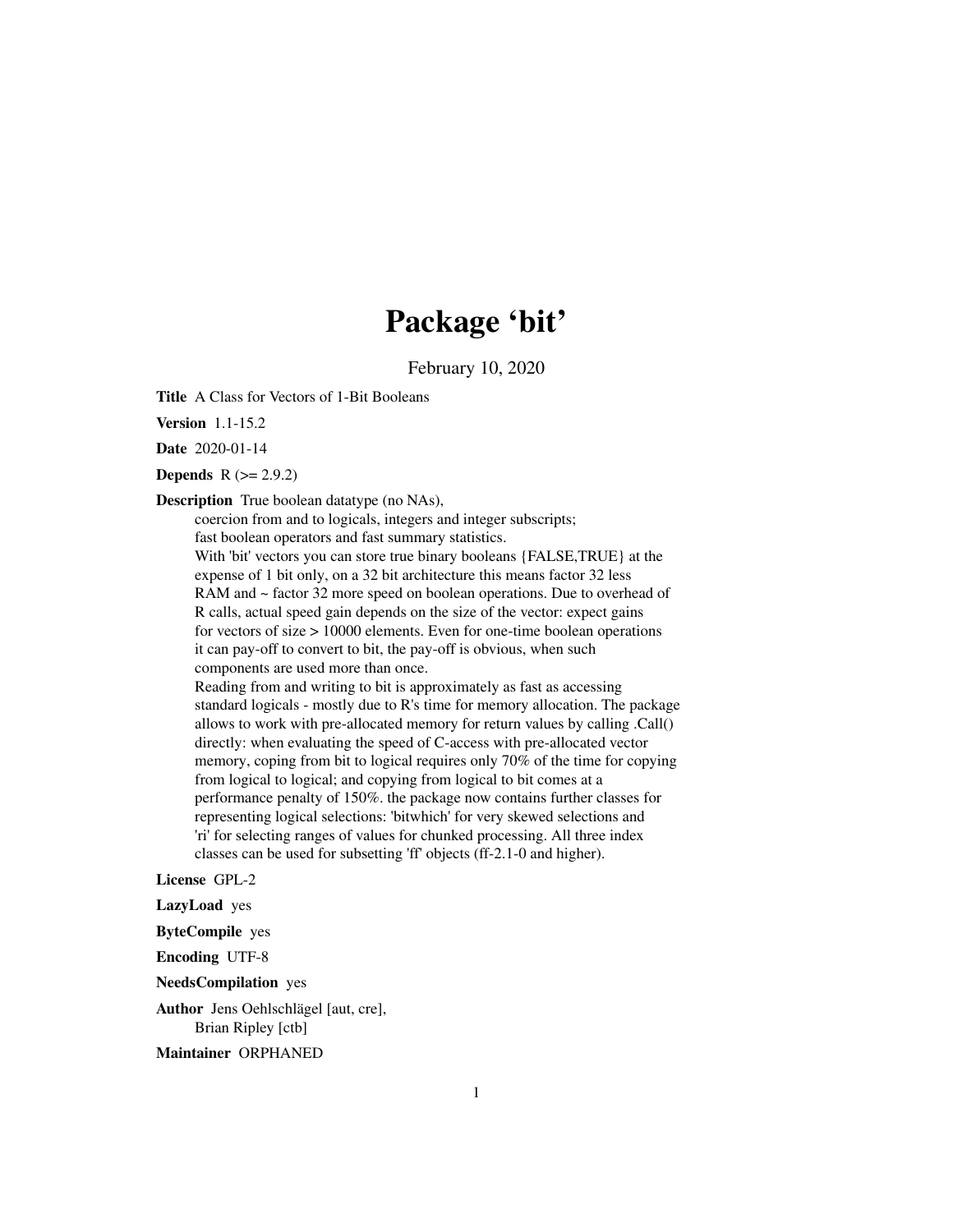# Package 'bit'

February 10, 2020

**Title** A Class for Vectors of 1-Bit Booleans

**Version** 1.1-15.2

**Date** 2020-01-14

**Depends** R (>= 2.9.2)

**Description** True boolean datatype (no NAs), coercion from and to logicals, integers and integer subscripts; fast boolean operators and fast summary statistics. With 'bit' vectors you can store true binary booleans {FALSE,TRUE} at the expense of 1 bit only, on a 32 bit architecture this means factor 32 less RAM and ~ factor 32 more speed on boolean operations. Due to overhead of R calls, actual speed gain depends on the size of the vector: expect gains for vectors of size > 10000 elements. Even for one-time boolean operations it can pay-off to convert to bit, the pay-off is obvious, when such components are used more than once. Reading from and writing to bit is approximately as fast as accessing standard logicals - mostly due to R's time for memory allocation. The package allows to work with pre-allocated memory for return values by calling .Call() directly: when evaluating the speed of C-access with pre-allocated vector memory, coping from bit to logical requires only 70% of the time for copying from logical to logical; and copying from logical to bit comes at a performance penalty of 150%. the package now contains further classes for representing logical selections: 'bitwhich' for very skewed selections and 'ri' for selecting ranges of values for chunked processing. All three index classes can be used for subsetting 'ff' objects (ff-2.1-0 and higher).

**License** GPL-2

**LazyLoad** yes

**ByteCompile** yes

**Encoding** UTF-8

**NeedsCompilation** yes

**Author** Jens Oehlschlägel [aut, cre], Brian Ripley [ctb]

**Maintainer** ORPHANED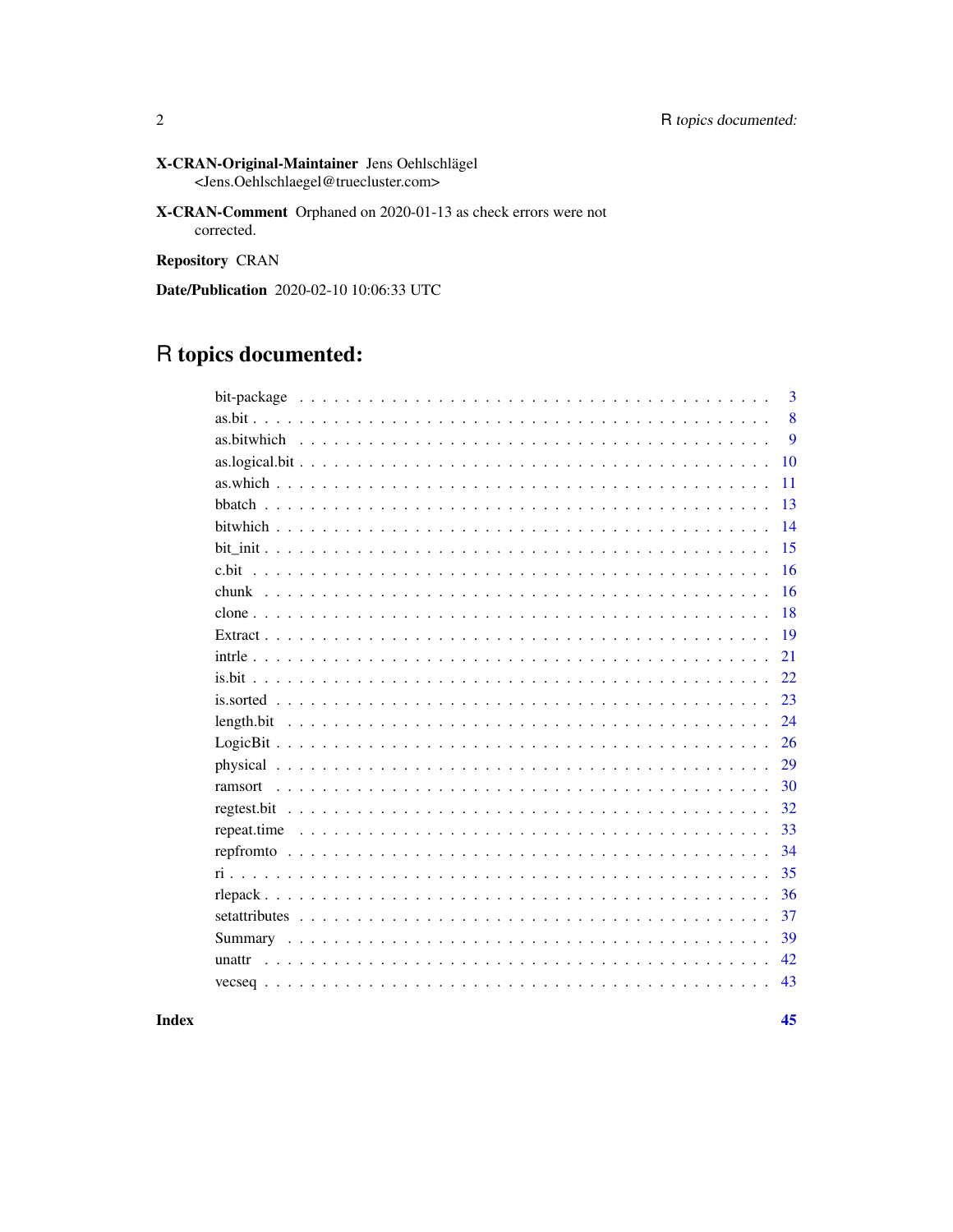**X-CRAN-Original-Maintainer** Jens Oehlschlägel <Jens.Oehlschlaegel@truecluster.com>

**X-CRAN-Comment** Orphaned on 2020-01-13 as check errors were not corrected.

**Repository** CRAN

**Date/Publication** 2020-02-10 10:06:33 UTC

# R topics documented:

| | |
|---|---|
| bit-package | 3 |
| as.bit | 8 |
| as.bitwhich | 9 |
| as.logical.bit | 10 |
| as.which | 11 |
| bbatch | 13 |
| bitwhich | 14 |
| bit_init | 15 |
| c.bit | 16 |
| chunk | 16 |
| clone | 18 |
| Extract | 19 |
| intrle | 21 |
| is.bit | 22 |
| is.sorted | 23 |
| length.bit | 24 |
| LogicBit | 26 |
| physical | 29 |
| ramsort | 30 |
| regtest.bit | 32 |
| repeat.time | 33 |
| repfromto | 34 |
| ri | 35 |
| rlepack | 36 |
| setattributes | 37 |
| Summary | 39 |
| unattr | 42 |
| vecseq | 43 |
| **Index** | **45** |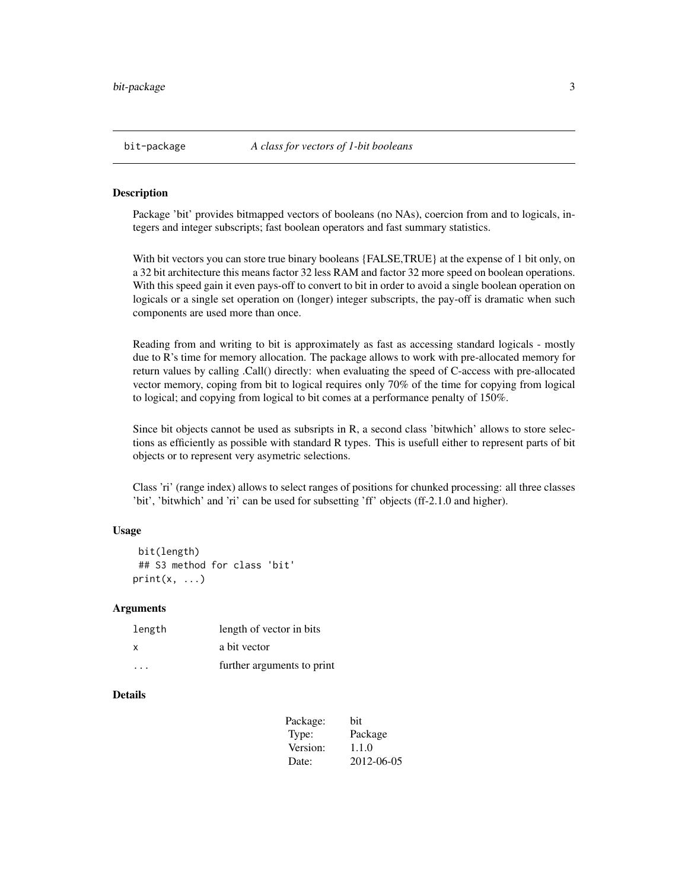bit-package *A class for vectors of 1-bit booleans*

## Description

Package 'bit' provides bitmapped vectors of booleans (no NAs), coercion from and to logicals, integers and integer subscripts; fast boolean operators and fast summary statistics.

With bit vectors you can store true binary booleans {FALSE,TRUE} at the expense of 1 bit only, on a 32 bit architecture this means factor 32 less RAM and factor 32 more speed on boolean operations. With this speed gain it even pays-off to convert to bit in order to avoid a single boolean operation on logicals or a single set operation on (longer) integer subscripts, the pay-off is dramatic when such components are used more than once.

Reading from and writing to bit is approximately as fast as accessing standard logicals - mostly due to R's time for memory allocation. The package allows to work with pre-allocated memory for return values by calling .Call() directly: when evaluating the speed of C-access with pre-allocated vector memory, coping from bit to logical requires only 70% of the time for copying from logical to logical; and copying from logical to bit comes at a performance penalty of 150%.

Since bit objects cannot be used as subsripts in R, a second class 'bitwhich' allows to store selections as efficiently as possible with standard R types. This is usefull either to represent parts of bit objects or to represent very asymetric selections.

Class 'ri' (range index) allows to select ranges of positions for chunked processing: all three classes 'bit', 'bitwhich' and 'ri' can be used for subsetting 'ff' objects (ff-2.1.0 and higher).

## Usage

```
 bit(length)
 ## S3 method for class 'bit'
print(x, ...)
```

## Arguments

| | |
|---|---|
| `length` | length of vector in bits |
| `x` | a bit vector |
| `...` | further arguments to print |

## Details

| | |
|---|---|
| Package: | bit |
| Type: | Package |
| Version: | 1.1.0 |
| Date: | 2012-06-05 |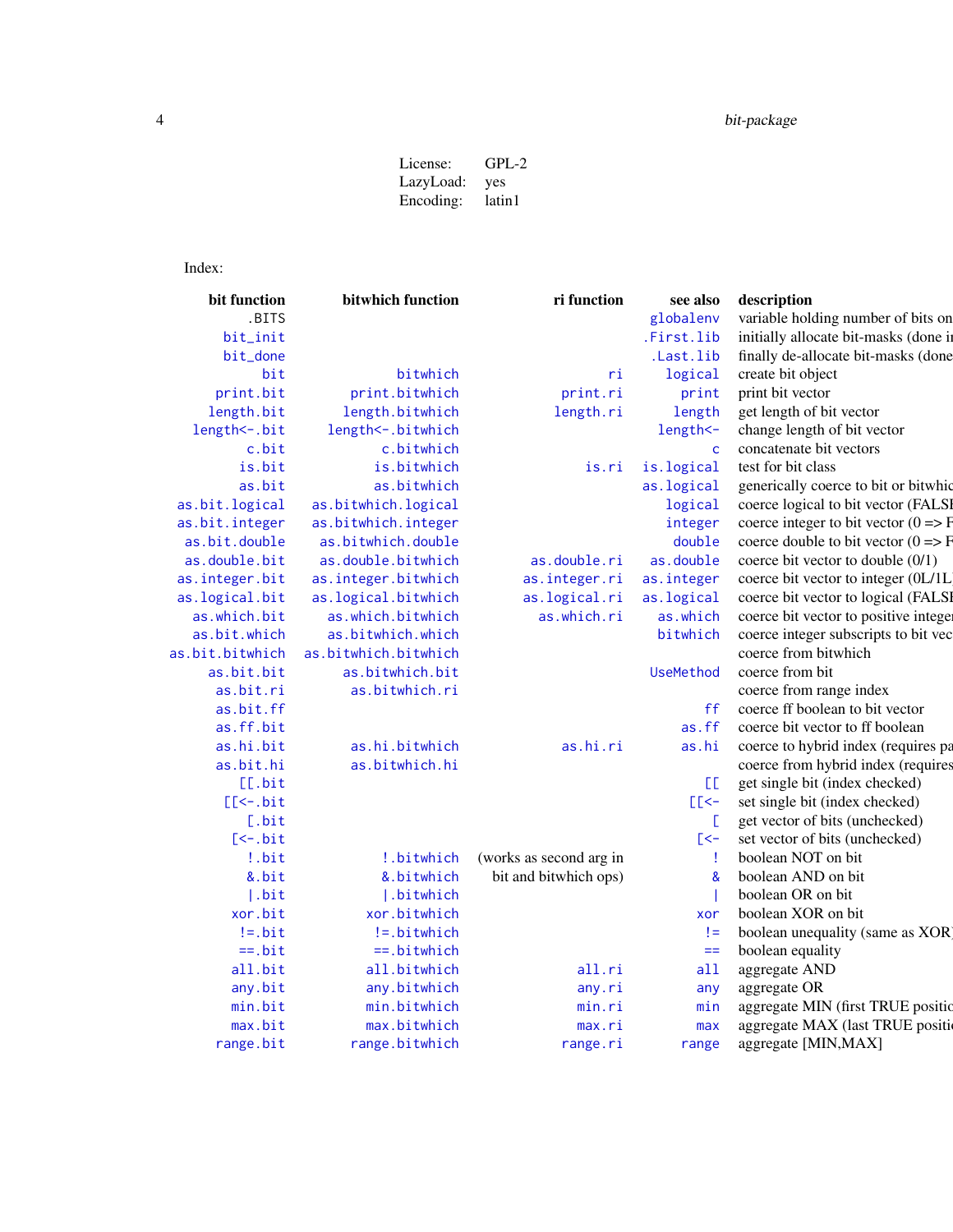License: GPL-2
LazyLoad: yes
Encoding: latin1

Index:

| bit function | bitwhich function | ri function | see also | description |
|---|---|---|---|---|
| .BITS | | | globalenv | variable holding number of bits on |
| bit_init | | | .First.lib | initially allocate bit-masks (done i |
| bit_done | | | .Last.lib | finally de-allocate bit-masks (done |
| bit | bitwhich | ri | logical | create bit object |
| print.bit | print.bitwhich | print.ri | print | print bit vector |
| length.bit | length.bitwhich | length.ri | length | get length of bit vector |
| length<-.bit | length<-.bitwhich | | length<- | change length of bit vector |
| c.bit | c.bitwhich | | c | concatenate bit vectors |
| is.bit | is.bitwhich | is.ri | is.logical | test for bit class |
| as.bit | as.bitwhich | | as.logical | generically coerce to bit or bitwhic |
| as.bit.logical | as.bitwhich.logical | | logical | coerce logical to bit vector (FALSI |
| as.bit.integer | as.bitwhich.integer | | integer | coerce integer to bit vector (0 => F |
| as.bit.double | as.bitwhich.double | | double | coerce double to bit vector (0 => F |
| as.double.bit | as.double.bitwhich | as.double.ri | as.double | coerce bit vector to double (0/1) |
| as.integer.bit | as.integer.bitwhich | as.integer.ri | as.integer | coerce bit vector to integer (0L/1L |
| as.logical.bit | as.logical.bitwhich | as.logical.ri | as.logical | coerce bit vector to logical (FALSI |
| as.which.bit | as.which.bitwhich | as.which.ri | as.which | coerce bit vector to positive intege |
| as.bit.which | as.bitwhich.which | | bitwhich | coerce integer subscripts to bit vec |
| as.bit.bitwhich | as.bitwhich.bitwhich | | | coerce from bitwhich |
| as.bit.bit | as.bitwhich.bit | | UseMethod | coerce from bit |
| as.bit.ri | as.bitwhich.ri | | | coerce from range index |
| as.bit.ff | | | ff | coerce ff boolean to bit vector |
| as.ff.bit | | | as.ff | coerce bit vector to ff boolean |
| as.hi.bit | as.hi.bitwhich | as.hi.ri | as.hi | coerce to hybrid index (requires pa |
| as.bit.hi | as.bitwhich.hi | | | coerce from hybrid index (requires |
| [[.bit | | | [[ | get single bit (index checked) |
| [[<-.bit | | | [[<- | set single bit (index checked) |
| [.bit | | | [ | get vector of bits (unchecked) |
| [<-.bit | | | [<- | set vector of bits (unchecked) |
| !.bit | !.bitwhich | (works as second arg in | ! | boolean NOT on bit |
| &.bit | &.bitwhich | bit and bitwhich ops) | & | boolean AND on bit |
| \|.bit | \|.bitwhich | | \| | boolean OR on bit |
| xor.bit | xor.bitwhich | | xor | boolean XOR on bit |
| !=.bit | !=.bitwhich | | != | boolean unequality (same as XOR |
| ==.bit | ==.bitwhich | | == | boolean equality |
| all.bit | all.bitwhich | all.ri | all | aggregate AND |
| any.bit | any.bitwhich | any.ri | any | aggregate OR |
| min.bit | min.bitwhich | min.ri | min | aggregate MIN (first TRUE positio |
| max.bit | max.bitwhich | max.ri | max | aggregate MAX (last TRUE positio |
| range.bit | range.bitwhich | range.ri | range | aggregate [MIN,MAX] |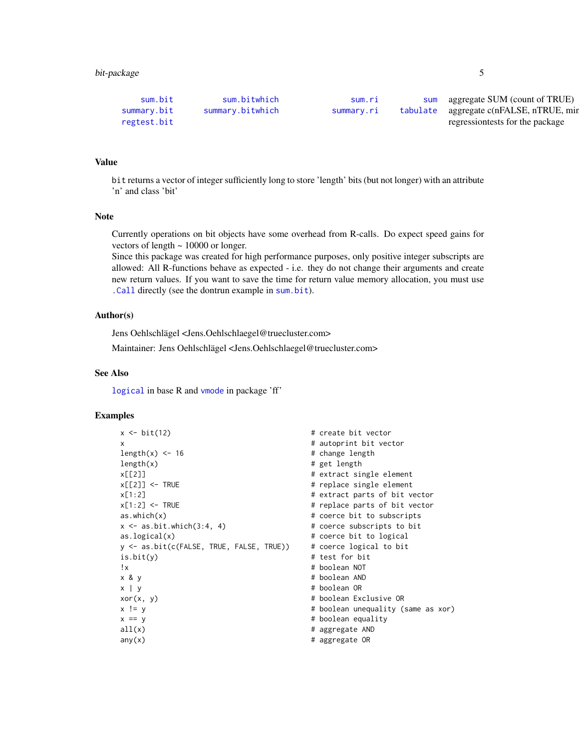| sum.bit | sum.bitwhich | sum.ri | sum | aggregate SUM (count of TRUE) |
| --- | --- | --- | --- | --- |
| summary.bit | summary.bitwhich | summary.ri | tabulate | aggregate c(nFALSE, nTRUE, min |
| regtest.bit | | | | regressiontests for the package |

## Value

bit returns a vector of integer sufficiently long to store 'length' bits (but not longer) with an attribute 'n' and class 'bit'

## Note

Currently operations on bit objects have some overhead from R-calls. Do expect speed gains for vectors of length ~ 10000 or longer.
Since this package was created for high performance purposes, only positive integer subscripts are allowed: All R-functions behave as expected - i.e. they do not change their arguments and create new return values. If you want to save the time for return value memory allocation, you must use .Call directly (see the dontrun example in sum.bit).

## Author(s)

Jens Oehlschlägel <Jens.Oehlschlaegel@truecluster.com>

Maintainer: Jens Oehlschlägel <Jens.Oehlschlaegel@truecluster.com>

## See Also

logical in base R and vmode in package 'ff'

## Examples

```
x <- bit(12)                                 # create bit vector
x                                            # autoprint bit vector
length(x) <- 16                              # change length
length(x)                                    # get length
x[[2]]                                       # extract single element
x[[2]] <- TRUE                               # replace single element
x[1:2]                                       # extract parts of bit vector
x[1:2] <- TRUE                               # replace parts of bit vector
as.which(x)                                  # coerce bit to subscripts
x <- as.bit.which(3:4, 4)                    # coerce subscripts to bit
as.logical(x)                                # coerce bit to logical
y <- as.bit(c(FALSE, TRUE, FALSE, TRUE))     # coerce logical to bit
is.bit(y)                                    # test for bit
!x                                           # boolean NOT
x & y                                        # boolean AND
x | y                                        # boolean OR
xor(x, y)                                    # boolean Exclusive OR
x != y                                       # boolean unequality (same as xor)
x == y                                       # boolean equality
all(x)                                       # aggregate AND
any(x)                                       # aggregate OR
```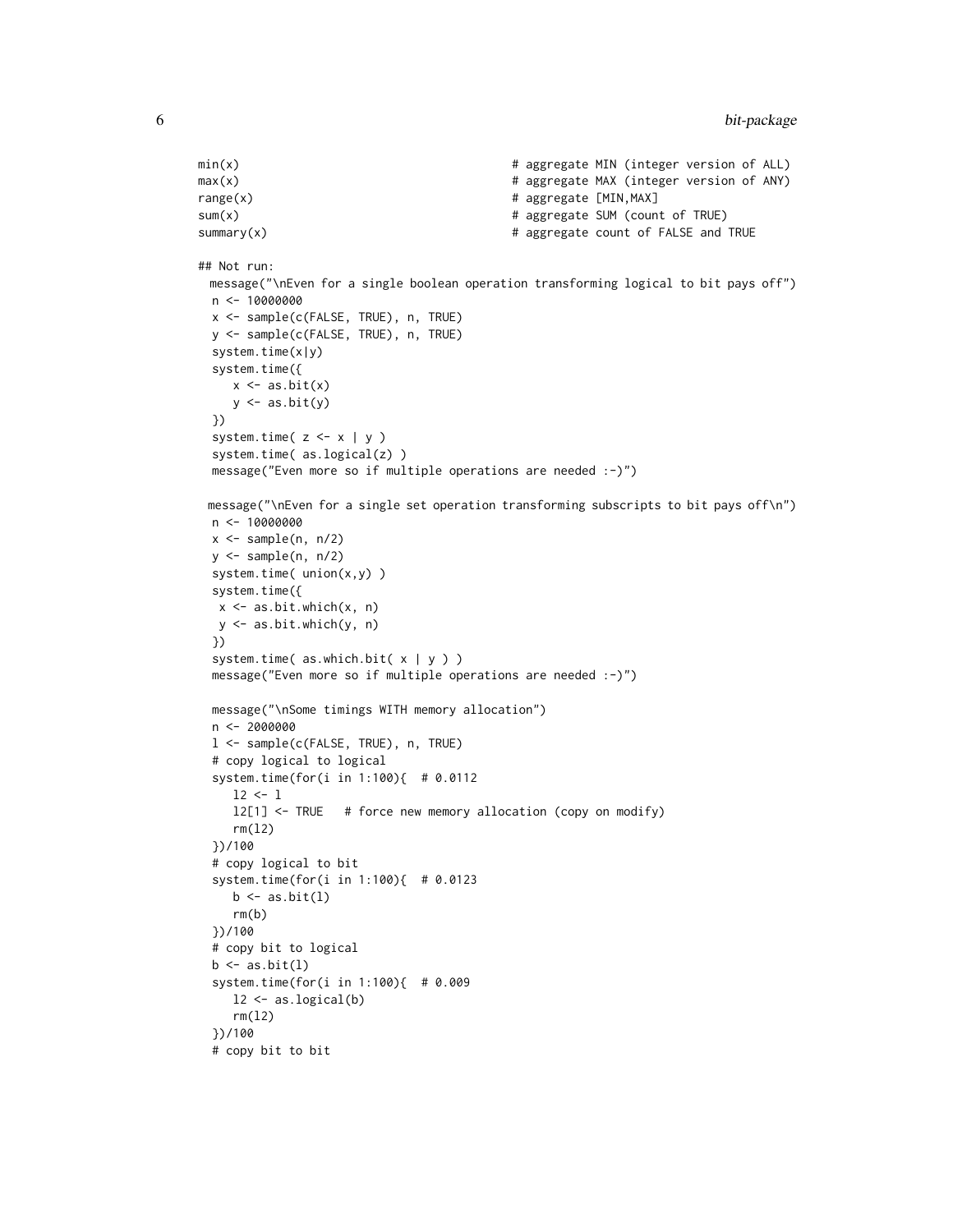```
min(x)                                        # aggregate MIN (integer version of ALL)
max(x)                                        # aggregate MAX (integer version of ANY)
range(x)                                      # aggregate [MIN,MAX]
sum(x)                                        # aggregate SUM (count of TRUE)
summary(x)                                    # aggregate count of FALSE and TRUE

## Not run:
 message("\nEven for a single boolean operation transforming logical to bit pays off")
  n <- 10000000
  x <- sample(c(FALSE, TRUE), n, TRUE)
  y <- sample(c(FALSE, TRUE), n, TRUE)
  system.time(x|y)
  system.time({
     x <- as.bit(x)
     y <- as.bit(y)
  })
  system.time( z <- x | y )
  system.time( as.logical(z) )
  message("Even more so if multiple operations are needed :-)")

 message("\nEven for a single set operation transforming subscripts to bit pays off\n")
  n <- 10000000
  x <- sample(n, n/2)
  y <- sample(n, n/2)
  system.time( union(x,y) )
  system.time({
   x <- as.bit.which(x, n)
   y <- as.bit.which(y, n)
  })
  system.time( as.which.bit( x | y ) )
  message("Even more so if multiple operations are needed :-)")

  message("\nSome timings WITH memory allocation")
  n <- 2000000
  l <- sample(c(FALSE, TRUE), n, TRUE)
  # copy logical to logical
  system.time(for(i in 1:100){  # 0.0112
     l2 <- l
     l2[1] <- TRUE   # force new memory allocation (copy on modify)
     rm(l2)
  })/100
  # copy logical to bit
  system.time(for(i in 1:100){  # 0.0123
     b <- as.bit(l)
     rm(b)
  })/100
  # copy bit to logical
  b <- as.bit(l)
  system.time(for(i in 1:100){  # 0.009
     l2 <- as.logical(b)
     rm(l2)
  })/100
  # copy bit to bit
```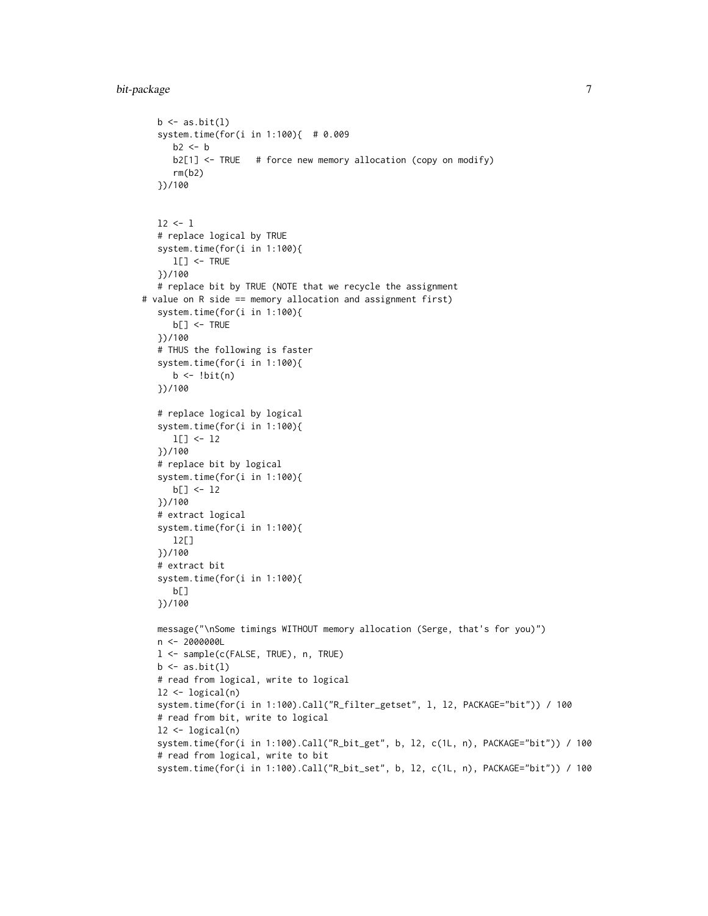```
b <- as.bit(l)
system.time(for(i in 1:100){  # 0.009
   b2 <- b
   b2[1] <- TRUE   # force new memory allocation (copy on modify)
   rm(b2)
})/100


l2 <- l
# replace logical by TRUE
system.time(for(i in 1:100){
   l[] <- TRUE
})/100
# replace bit by TRUE (NOTE that we recycle the assignment
# value on R side == memory allocation and assignment first)
system.time(for(i in 1:100){
   b[] <- TRUE
})/100
# THUS the following is faster
system.time(for(i in 1:100){
   b <- !bit(n)
})/100

# replace logical by logical
system.time(for(i in 1:100){
   l[] <- l2
})/100
# replace bit by logical
system.time(for(i in 1:100){
   b[] <- l2
})/100
# extract logical
system.time(for(i in 1:100){
   l2[]
})/100
# extract bit
system.time(for(i in 1:100){
   b[]
})/100

message("\nSome timings WITHOUT memory allocation (Serge, that's for you)")
n <- 2000000L
l <- sample(c(FALSE, TRUE), n, TRUE)
b <- as.bit(l)
# read from logical, write to logical
l2 <- logical(n)
system.time(for(i in 1:100).Call("R_filter_getset", l, l2, PACKAGE="bit")) / 100
# read from bit, write to logical
l2 <- logical(n)
system.time(for(i in 1:100).Call("R_bit_get", b, l2, c(1L, n), PACKAGE="bit")) / 100
# read from logical, write to bit
system.time(for(i in 1:100).Call("R_bit_set", b, l2, c(1L, n), PACKAGE="bit")) / 100
```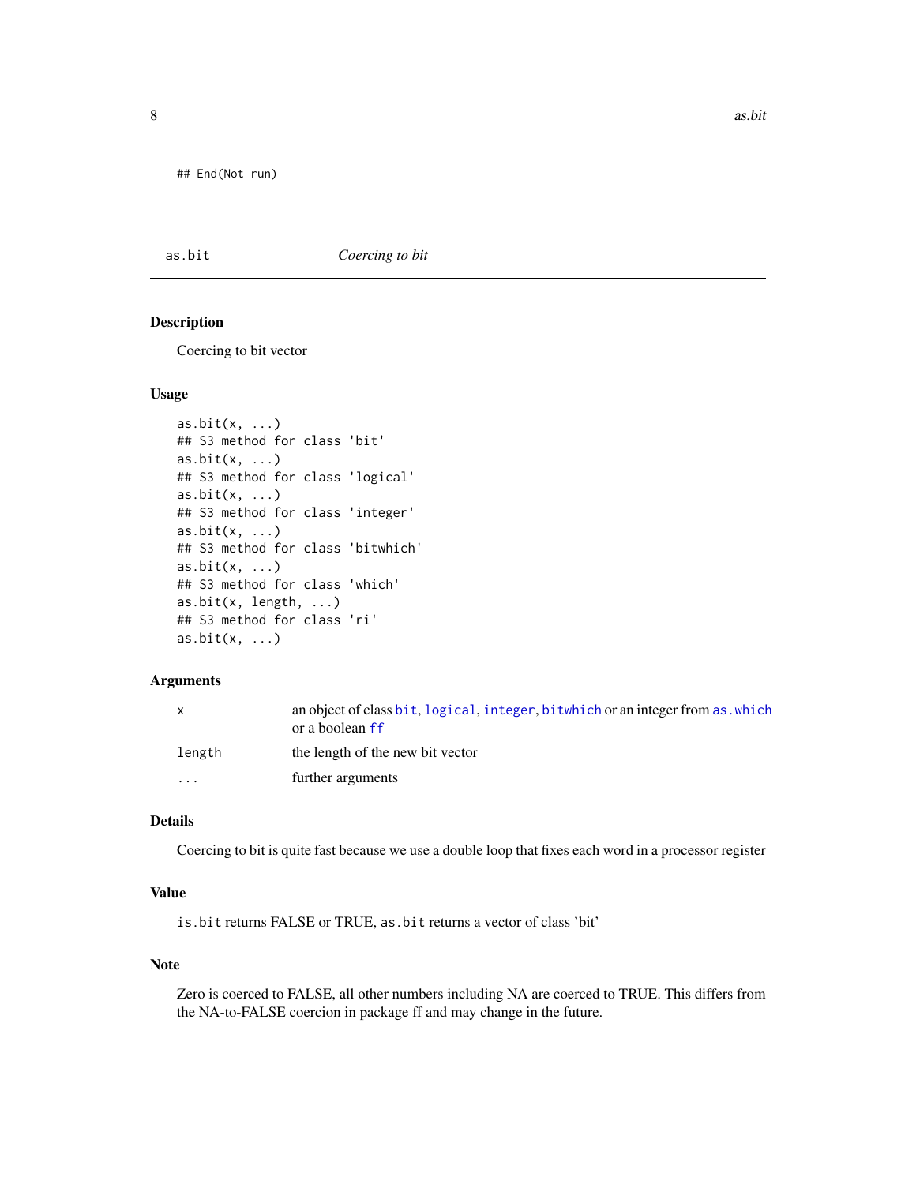```
## End(Not run)
```

## as.bit — *Coercing to bit*

### Description

Coercing to bit vector

### Usage

```
as.bit(x, ...)
## S3 method for class 'bit'
as.bit(x, ...)
## S3 method for class 'logical'
as.bit(x, ...)
## S3 method for class 'integer'
as.bit(x, ...)
## S3 method for class 'bitwhich'
as.bit(x, ...)
## S3 method for class 'which'
as.bit(x, length, ...)
## S3 method for class 'ri'
as.bit(x, ...)
```

### Arguments

| | |
|---|---|
| x | an object of class bit, logical, integer, bitwhich or an integer from as.which or a boolean ff |
| length | the length of the new bit vector |
| ... | further arguments |

### Details

Coercing to bit is quite fast because we use a double loop that fixes each word in a processor register

### Value

`is.bit` returns FALSE or TRUE, `as.bit` returns a vector of class 'bit'

### Note

Zero is coerced to FALSE, all other numbers including NA are coerced to TRUE. This differs from the NA-to-FALSE coercion in package ff and may change in the future.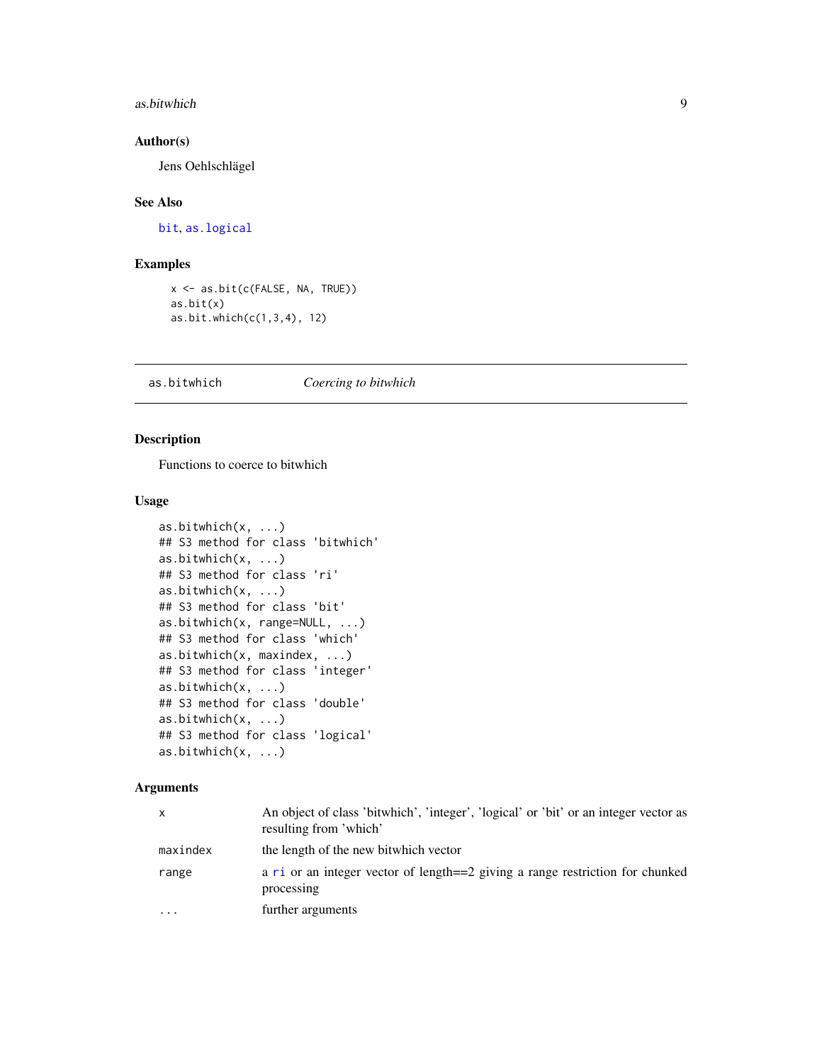### Author(s)

Jens Oehlschlägel

### See Also

bit, as.logical

### Examples

```
x <- as.bit(c(FALSE, NA, TRUE))
as.bit(x)
as.bit.which(c(1,3,4), 12)
```

---

## as.bitwhich *Coercing to bitwhich*

### Description

Functions to coerce to bitwhich

### Usage

```
as.bitwhich(x, ...)
## S3 method for class 'bitwhich'
as.bitwhich(x, ...)
## S3 method for class 'ri'
as.bitwhich(x, ...)
## S3 method for class 'bit'
as.bitwhich(x, range=NULL, ...)
## S3 method for class 'which'
as.bitwhich(x, maxindex, ...)
## S3 method for class 'integer'
as.bitwhich(x, ...)
## S3 method for class 'double'
as.bitwhich(x, ...)
## S3 method for class 'logical'
as.bitwhich(x, ...)
```

### Arguments

| | |
|---|---|
| x | An object of class 'bitwhich', 'integer', 'logical' or 'bit' or an integer vector as resulting from 'which' |
| maxindex | the length of the new bitwhich vector |
| range | a ri or an integer vector of length==2 giving a range restriction for chunked processing |
| ... | further arguments |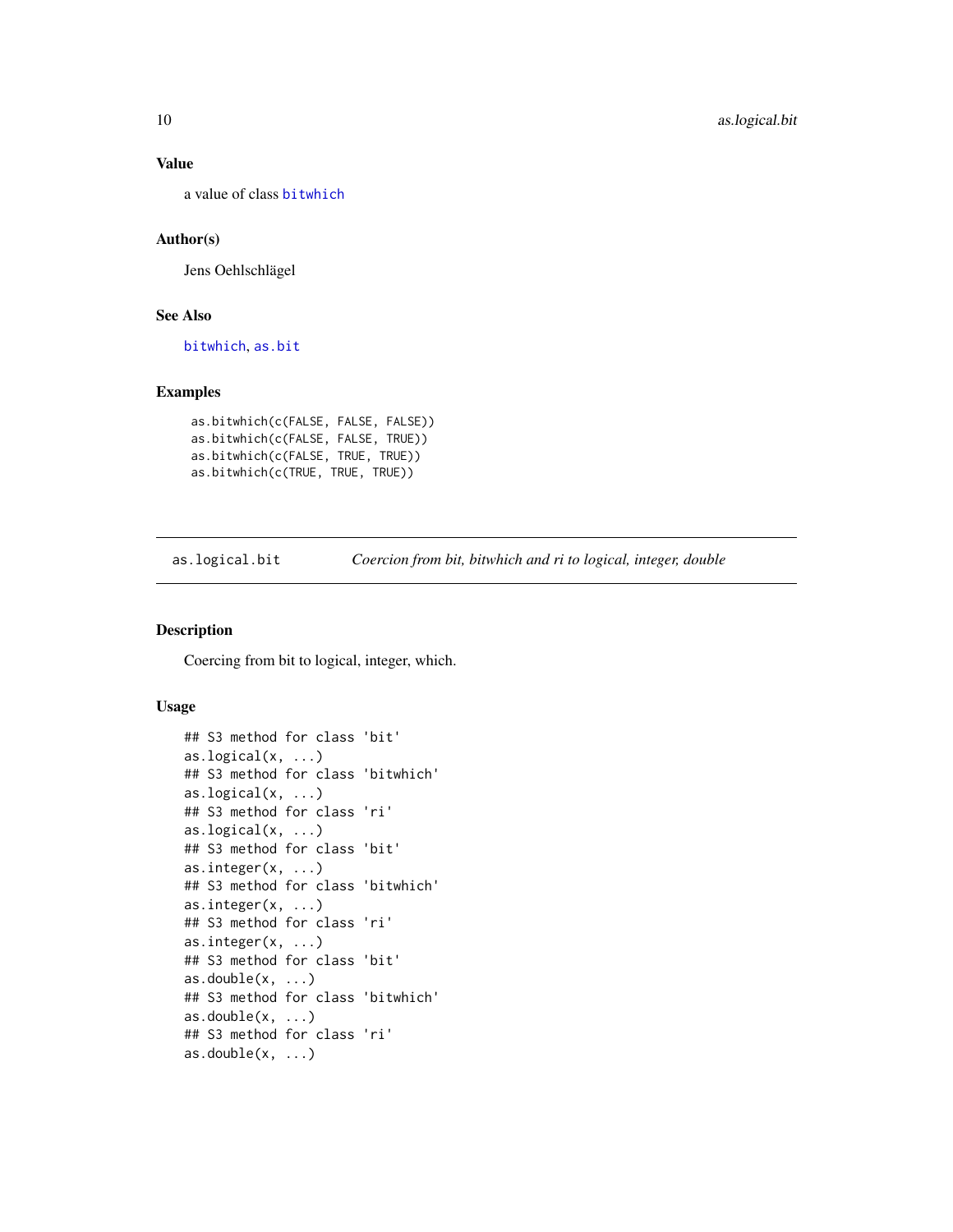### Value

a value of class bitwhich

### Author(s)

Jens Oehlschlägel

### See Also

bitwhich, as.bit

### Examples

```
as.bitwhich(c(FALSE, FALSE, FALSE))
as.bitwhich(c(FALSE, FALSE, TRUE))
as.bitwhich(c(FALSE, TRUE, TRUE))
as.bitwhich(c(TRUE, TRUE, TRUE))
```

---

## as.logical.bit — *Coercion from bit, bitwhich and ri to logical, integer, double*

### Description

Coercing from bit to logical, integer, which.

### Usage

```
## S3 method for class 'bit'
as.logical(x, ...)
## S3 method for class 'bitwhich'
as.logical(x, ...)
## S3 method for class 'ri'
as.logical(x, ...)
## S3 method for class 'bit'
as.integer(x, ...)
## S3 method for class 'bitwhich'
as.integer(x, ...)
## S3 method for class 'ri'
as.integer(x, ...)
## S3 method for class 'bit'
as.double(x, ...)
## S3 method for class 'bitwhich'
as.double(x, ...)
## S3 method for class 'ri'
as.double(x, ...)
```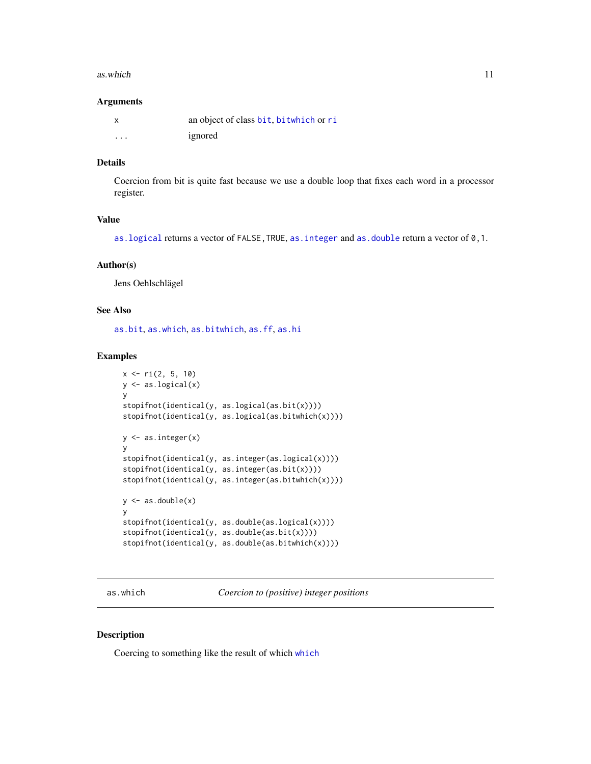### Arguments

| | |
|---|---|
| `x` | an object of class `bit`, `bitwhich` or `ri` |
| `...` | ignored |

### Details

Coercion from bit is quite fast because we use a double loop that fixes each word in a processor register.

### Value

`as.logical` returns a vector of `FALSE,TRUE`, `as.integer` and `as.double` return a vector of `0,1`.

### Author(s)

Jens Oehlschlägel

### See Also

`as.bit`, `as.which`, `as.bitwhich`, `as.ff`, `as.hi`

### Examples

```
x <- ri(2, 5, 10)
y <- as.logical(x)
y
stopifnot(identical(y, as.logical(as.bit(x))))
stopifnot(identical(y, as.logical(as.bitwhich(x))))

y <- as.integer(x)
y
stopifnot(identical(y, as.integer(as.logical(x))))
stopifnot(identical(y, as.integer(as.bit(x))))
stopifnot(identical(y, as.integer(as.bitwhich(x))))

y <- as.double(x)
y
stopifnot(identical(y, as.double(as.logical(x))))
stopifnot(identical(y, as.double(as.bit(x))))
stopifnot(identical(y, as.double(as.bitwhich(x))))
```

---

## as.which — *Coercion to (positive) integer positions*

---

### Description

Coercing to something like the result of which `which`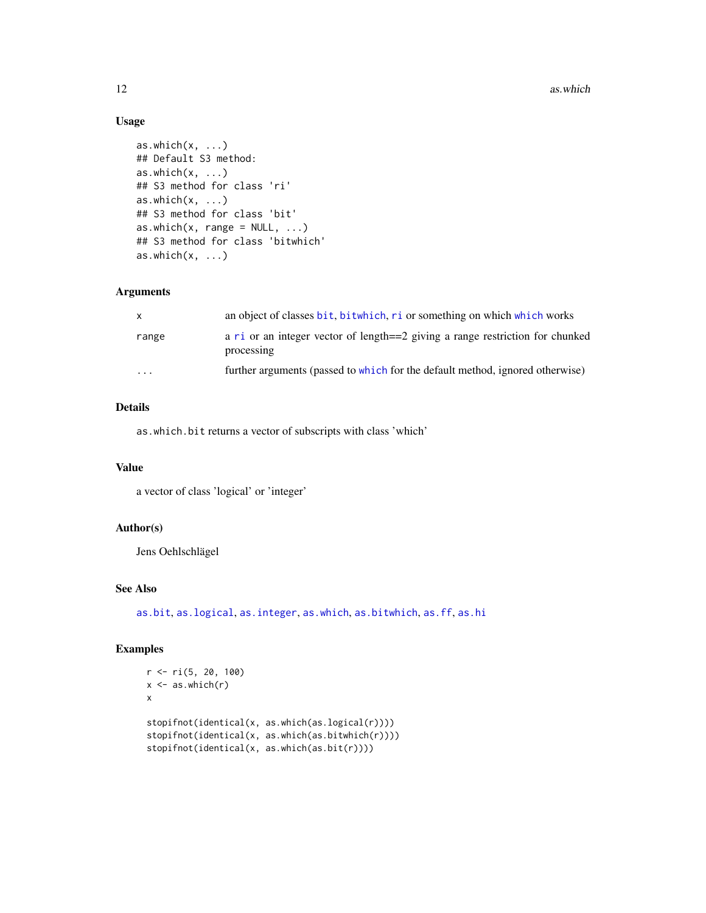### Usage

```
as.which(x, ...)
## Default S3 method:
as.which(x, ...)
## S3 method for class 'ri'
as.which(x, ...)
## S3 method for class 'bit'
as.which(x, range = NULL, ...)
## S3 method for class 'bitwhich'
as.which(x, ...)
```

### Arguments

| | |
|---|---|
| x | an object of classes `bit`, `bitwhich`, `ri` or something on which `which` works |
| range | a `ri` or an integer vector of length==2 giving a range restriction for chunked processing |
| ... | further arguments (passed to `which` for the default method, ignored otherwise) |

### Details

`as.which.bit` returns a vector of subscripts with class 'which'

### Value

a vector of class 'logical' or 'integer'

### Author(s)

Jens Oehlschlägel

### See Also

`as.bit`, `as.logical`, `as.integer`, `as.which`, `as.bitwhich`, `as.ff`, `as.hi`

### Examples

```
r <- ri(5, 20, 100)
x <- as.which(r)
x

stopifnot(identical(x, as.which(as.logical(r))))
stopifnot(identical(x, as.which(as.bitwhich(r))))
stopifnot(identical(x, as.which(as.bit(r))))
```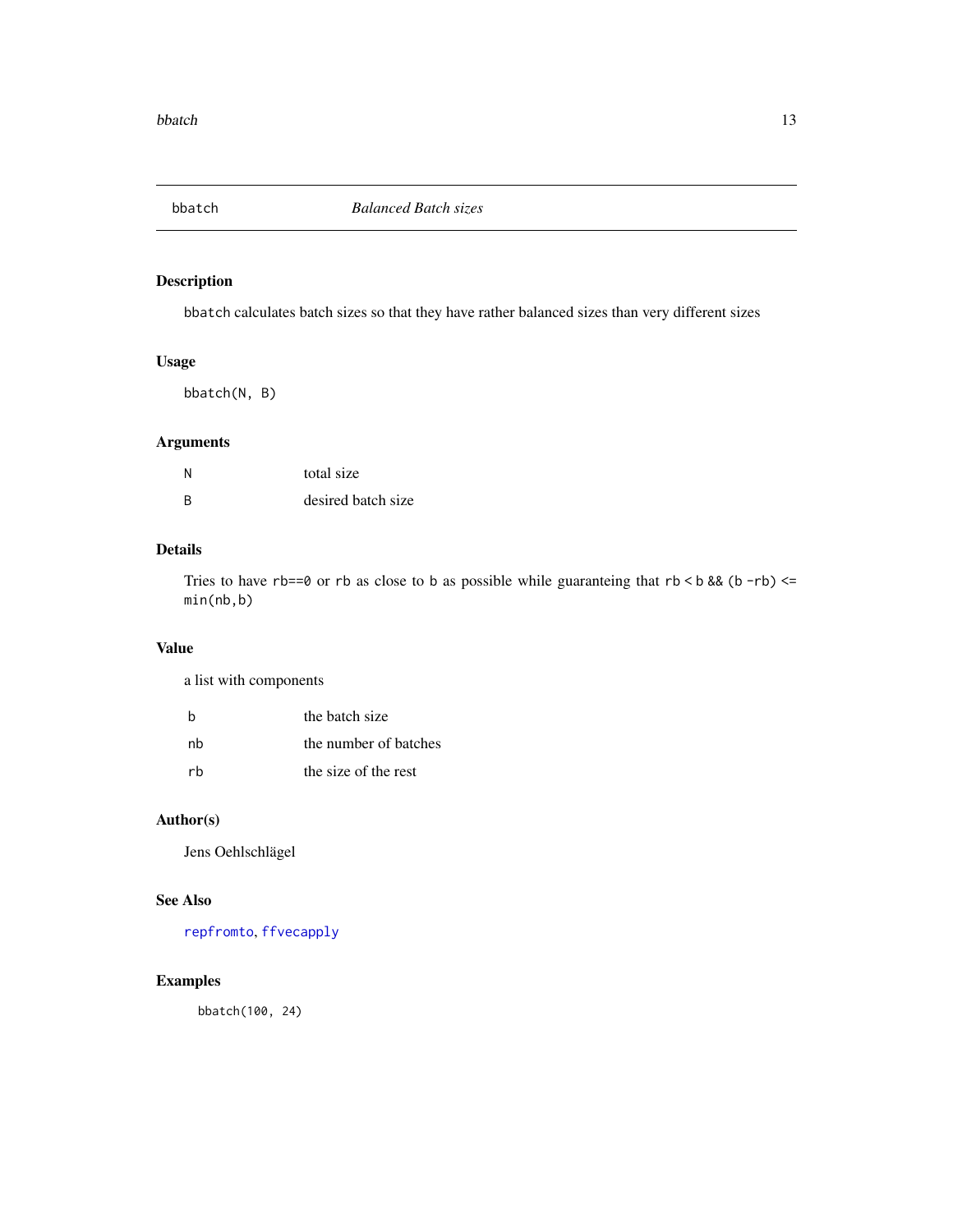## bbatch — *Balanced Batch sizes*

### Description

`bbatch` calculates batch sizes so that they have rather balanced sizes than very different sizes

### Usage

```
bbatch(N, B)
```

### Arguments

| | |
|---|---|
| `N` | total size |
| `B` | desired batch size |

### Details

Tries to have `rb==0` or `rb` as close to `b` as possible while guaranteing that `rb < b && (b - rb) <= min(nb, b)`

### Value

a list with components

| | |
|---|---|
| `b` | the batch size |
| `nb` | the number of batches |
| `rb` | the size of the rest |

### Author(s)

Jens Oehlschlägel

### See Also

`repfromto`, `ffvecapply`

### Examples

```
bbatch(100, 24)
```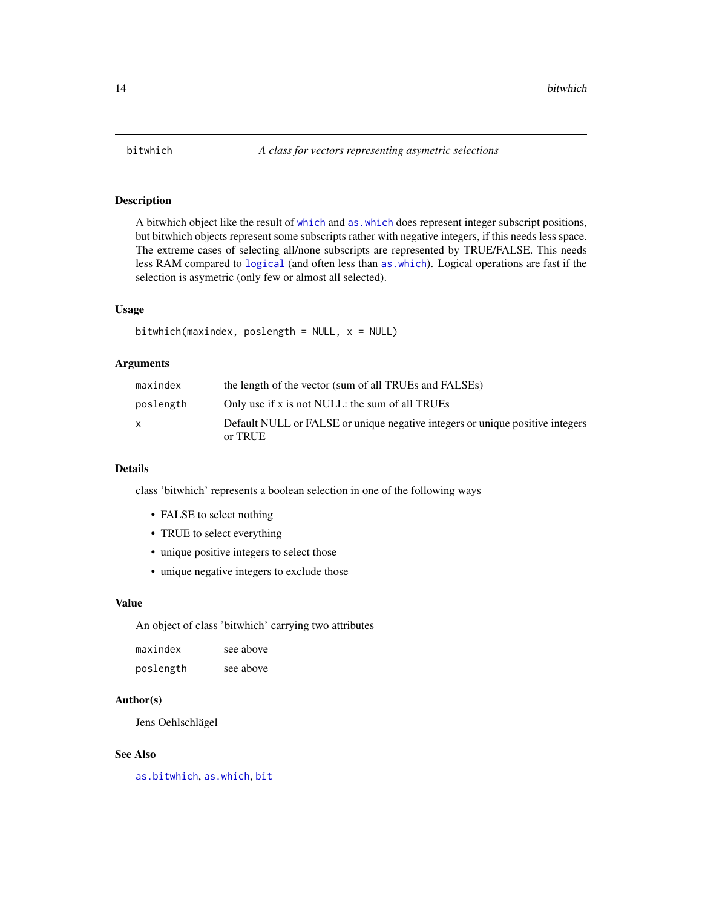# bitwhich — *A class for vectors representing asymetric selections*

## Description

A bitwhich object like the result of `which` and `as.which` does represent integer subscript positions, but bitwhich objects represent some subscripts rather with negative integers, if this needs less space. The extreme cases of selecting all/none subscripts are represented by TRUE/FALSE. This needs less RAM compared to `logical` (and often less than `as.which`). Logical operations are fast if the selection is asymetric (only few or almost all selected).

## Usage

```
bitwhich(maxindex, poslength = NULL, x = NULL)
```

## Arguments

| | |
|---|---|
| `maxindex` | the length of the vector (sum of all TRUEs and FALSEs) |
| `poslength` | Only use if x is not NULL: the sum of all TRUEs |
| `x` | Default NULL or FALSE or unique negative integers or unique positive integers or TRUE |

## Details

class 'bitwhich' represents a boolean selection in one of the following ways

- FALSE to select nothing
- TRUE to select everything
- unique positive integers to select those
- unique negative integers to exclude those

## Value

An object of class 'bitwhich' carrying two attributes

| | |
|---|---|
| `maxindex` | see above |
| `poslength` | see above |

## Author(s)

Jens Oehlschlägel

## See Also

`as.bitwhich`, `as.which`, `bit`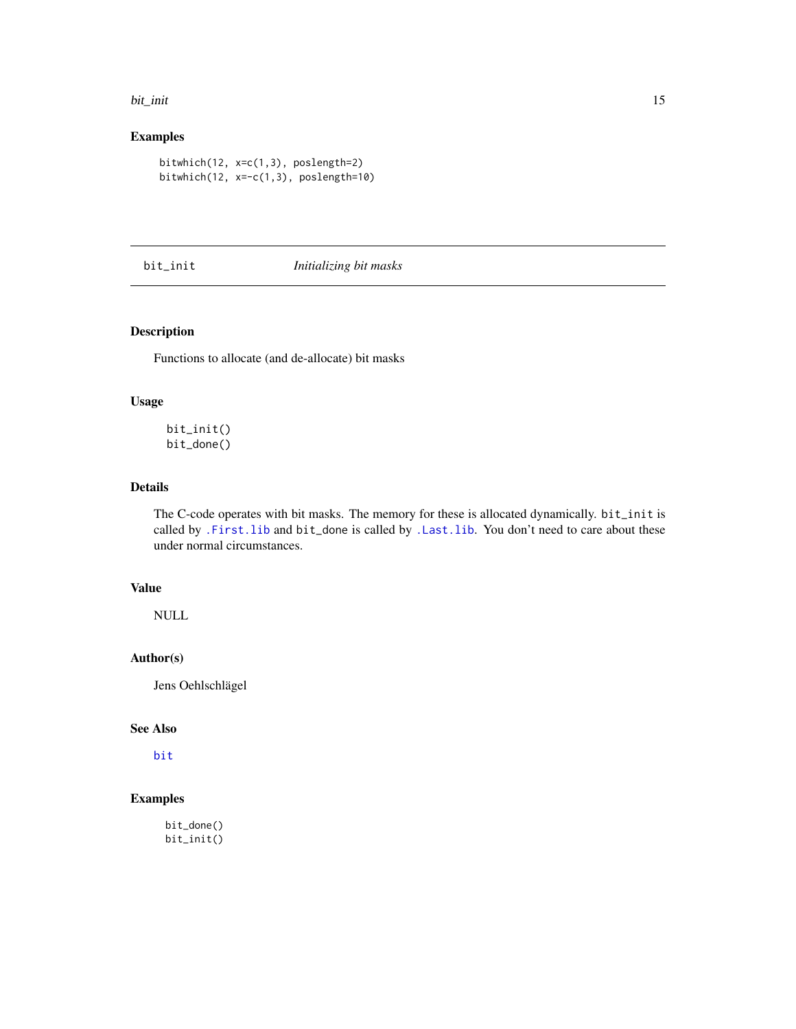## Examples

```
bitwhich(12, x=c(1,3), poslength=2)
bitwhich(12, x=-c(1,3), poslength=10)
```

---

# bit_init *Initializing bit masks*

---

## Description

Functions to allocate (and de-allocate) bit masks

## Usage

```
bit_init()
bit_done()
```

## Details

The C-code operates with bit masks. The memory for these is allocated dynamically. `bit_init` is called by `.First.lib` and `bit_done` is called by `.Last.lib`. You don't need to care about these under normal circumstances.

## Value

NULL

## Author(s)

Jens Oehlschlägel

## See Also

`bit`

## Examples

```
bit_done()
bit_init()
```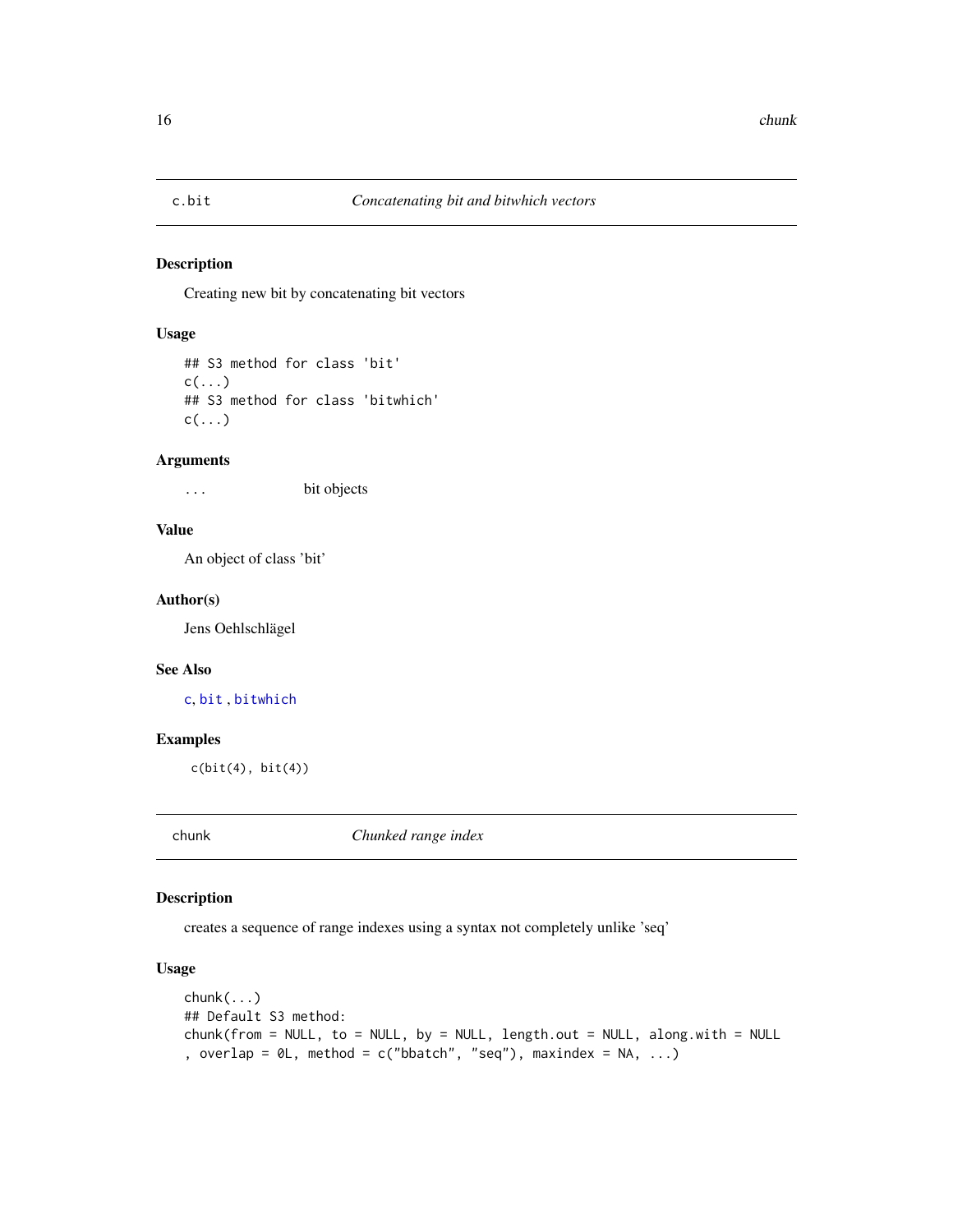## c.bit — *Concatenating bit and bitwhich vectors*

### Description

Creating new bit by concatenating bit vectors

### Usage

```
## S3 method for class 'bit'
c(...)
## S3 method for class 'bitwhich'
c(...)
```

### Arguments

| | |
|---|---|
| ... | bit objects |

### Value

An object of class 'bit'

### Author(s)

Jens Oehlschlägel

### See Also

c, bit , bitwhich

### Examples

```
c(bit(4), bit(4))
```

## chunk — *Chunked range index*

### Description

creates a sequence of range indexes using a syntax not completely unlike 'seq'

### Usage

```
chunk(...)
## Default S3 method:
chunk(from = NULL, to = NULL, by = NULL, length.out = NULL, along.with = NULL
, overlap = 0L, method = c("bbatch", "seq"), maxindex = NA, ...)
```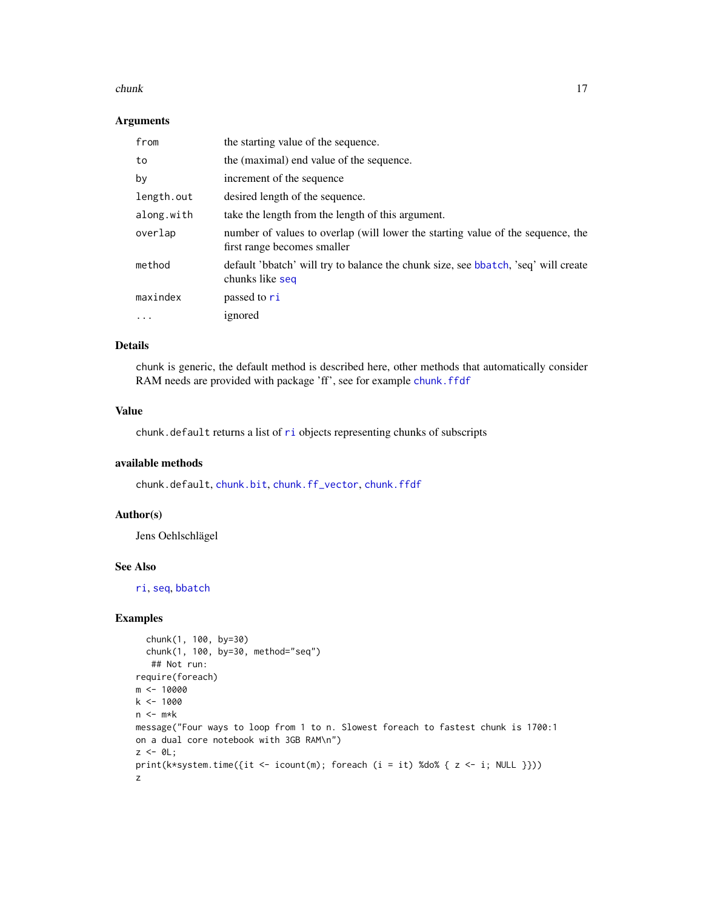### Arguments

| | |
|---|---|
| `from` | the starting value of the sequence. |
| `to` | the (maximal) end value of the sequence. |
| `by` | increment of the sequence |
| `length.out` | desired length of the sequence. |
| `along.with` | take the length from the length of this argument. |
| `overlap` | number of values to overlap (will lower the starting value of the sequence, the first range becomes smaller |
| `method` | default 'bbatch' will try to balance the chunk size, see `bbatch`, 'seq' will create chunks like `seq` |
| `maxindex` | passed to `ri` |
| `...` | ignored |

### Details

chunk is generic, the default method is described here, other methods that automatically consider RAM needs are provided with package 'ff', see for example `chunk.ffdf`

### Value

`chunk.default` returns a list of `ri` objects representing chunks of subscripts

### available methods

`chunk.default`, `chunk.bit`, `chunk.ff_vector`, `chunk.ffdf`

### Author(s)

Jens Oehlschlägel

### See Also

`ri`, `seq`, `bbatch`

### Examples

```
  chunk(1, 100, by=30)
  chunk(1, 100, by=30, method="seq")
   ## Not run:
require(foreach)
m <- 10000
k <- 1000
n <- m*k
message("Four ways to loop from 1 to n. Slowest foreach to fastest chunk is 1700:1
on a dual core notebook with 3GB RAM\n")
z <- 0L;
print(k*system.time({it <- icount(m); foreach (i = it) %do% { z <- i; NULL }}))
z
```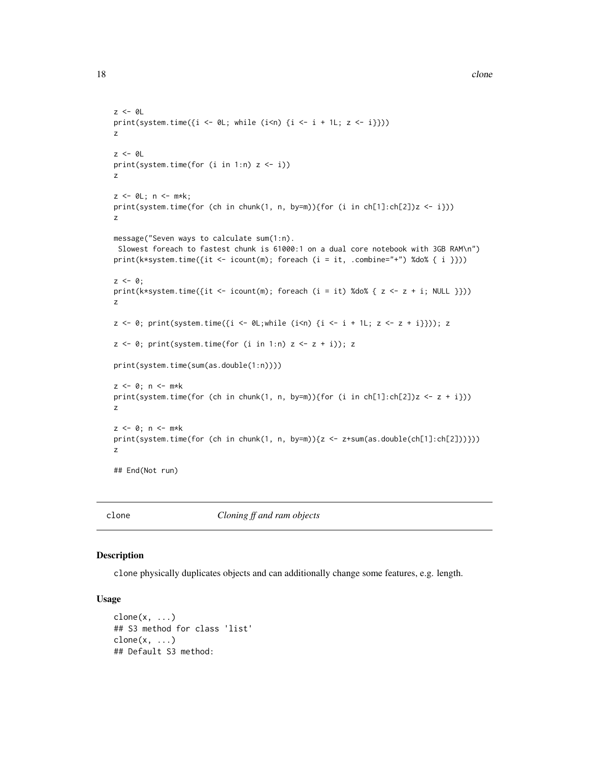```
z <- 0L
print(system.time({i <- 0L; while (i<n) {i <- i + 1L; z <- i}}))
z

z <- 0L
print(system.time(for (i in 1:n) z <- i))
z

z <- 0L; n <- m*k;
print(system.time(for (ch in chunk(1, n, by=m)){for (i in ch[1]:ch[2])z <- i}))
z

message("Seven ways to calculate sum(1:n).
 Slowest foreach to fastest chunk is 61000:1 on a dual core notebook with 3GB RAM\n")
print(k*system.time({it <- icount(m); foreach (i = it, .combine="+") %do% { i }}))

z <- 0;
print(k*system.time({it <- icount(m); foreach (i = it) %do% { z <- z + i; NULL }}))
z

z <- 0; print(system.time({i <- 0L;while (i<n) {i <- i + 1L; z <- z + i}})); z

z <- 0; print(system.time(for (i in 1:n) z <- z + i)); z

print(system.time(sum(as.double(1:n))))

z <- 0; n <- m*k
print(system.time(for (ch in chunk(1, n, by=m)){for (i in ch[1]:ch[2])z <- z + i}))
z

z <- 0; n <- m*k
print(system.time(for (ch in chunk(1, n, by=m)){z <- z+sum(as.double(ch[1]:ch[2]))}))
z

## End(Not run)
```

## clone — *Cloning ff and ram objects*

### Description

clone physically duplicates objects and can additionally change some features, e.g. length.

### Usage

```
clone(x, ...)
## S3 method for class 'list'
clone(x, ...)
## Default S3 method:
```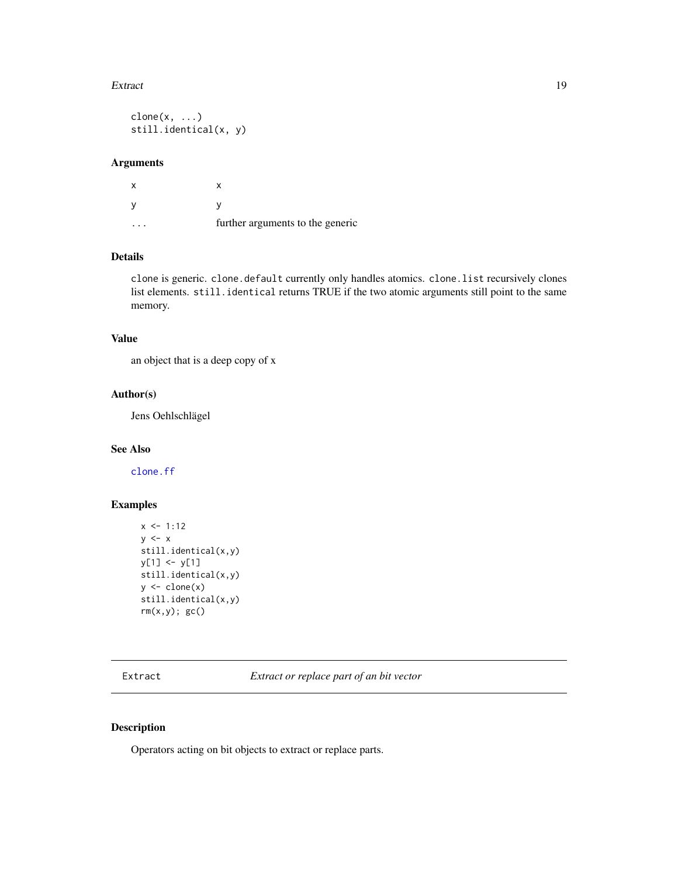```
clone(x, ...)
still.identical(x, y)
```

### Arguments

| | |
|---|---|
| `x` | `x` |
| `y` | `y` |
| `...` | further arguments to the generic |

### Details

`clone` is generic. `clone.default` currently only handles atomics. `clone.list` recursively clones list elements. `still.identical` returns TRUE if the two atomic arguments still point to the same memory.

### Value

an object that is a deep copy of x

### Author(s)

Jens Oehlschlägel

### See Also

`clone.ff`

### Examples

```
x <- 1:12
y <- x
still.identical(x,y)
y[1] <- y[1]
still.identical(x,y)
y <- clone(x)
still.identical(x,y)
rm(x,y); gc()
```

---

## Extract — *Extract or replace part of an bit vector*

---

### Description

Operators acting on bit objects to extract or replace parts.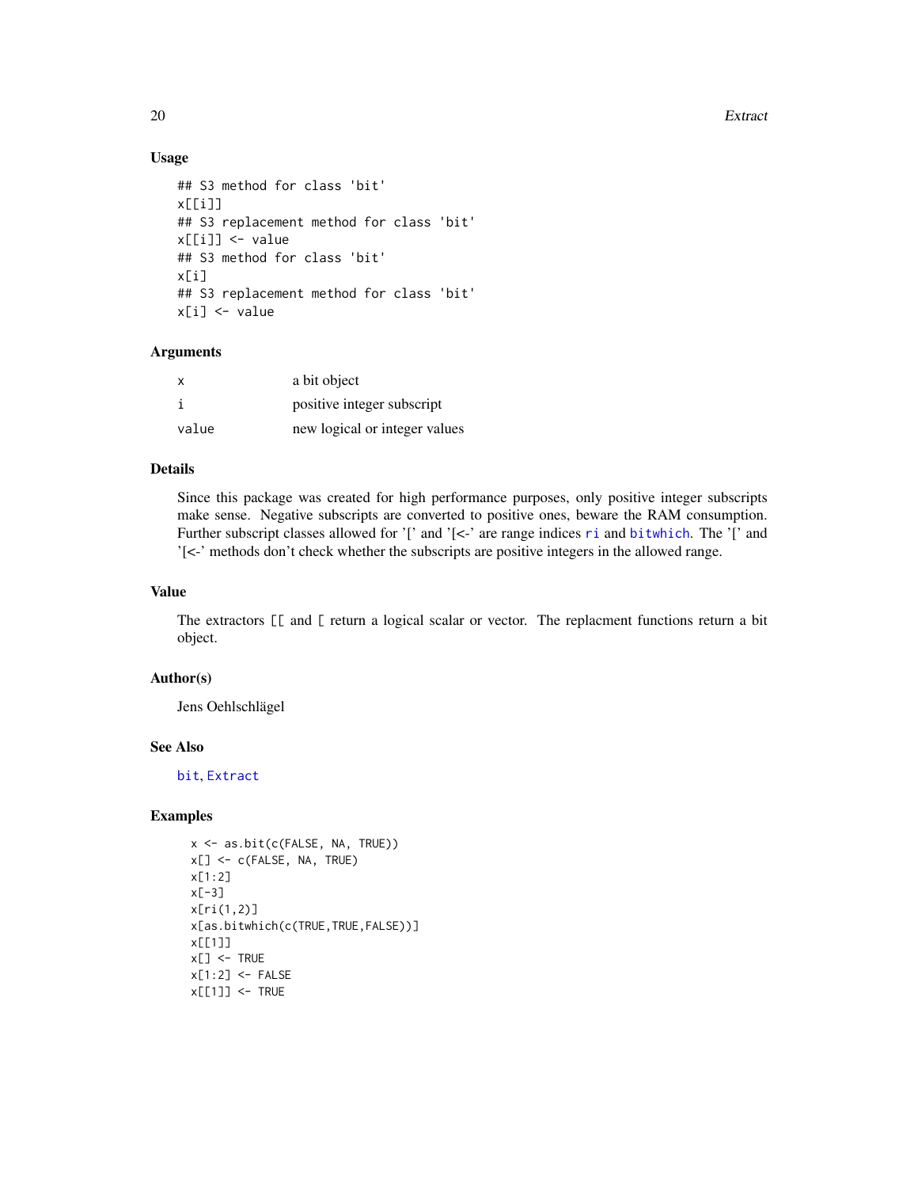### Usage

```
## S3 method for class 'bit'
x[[i]]
## S3 replacement method for class 'bit'
x[[i]] <- value
## S3 method for class 'bit'
x[i]
## S3 replacement method for class 'bit'
x[i] <- value
```

### Arguments

| | |
|---|---|
| x | a bit object |
| i | positive integer subscript |
| value | new logical or integer values |

### Details

Since this package was created for high performance purposes, only positive integer subscripts make sense. Negative subscripts are converted to positive ones, beware the RAM consumption. Further subscript classes allowed for '[' and '[<-' are range indices `ri` and `bitwhich`. The '[' and '[<-' methods don't check whether the subscripts are positive integers in the allowed range.

### Value

The extractors `[[` and `[` return a logical scalar or vector. The replacment functions return a bit object.

### Author(s)

Jens Oehlschlägel

### See Also

`bit`, `Extract`

### Examples

```
x <- as.bit(c(FALSE, NA, TRUE))
x[] <- c(FALSE, NA, TRUE)
x[1:2]
x[-3]
x[ri(1,2)]
x[as.bitwhich(c(TRUE,TRUE,FALSE))]
x[[1]]
x[] <- TRUE
x[1:2] <- FALSE
x[[1]] <- TRUE
```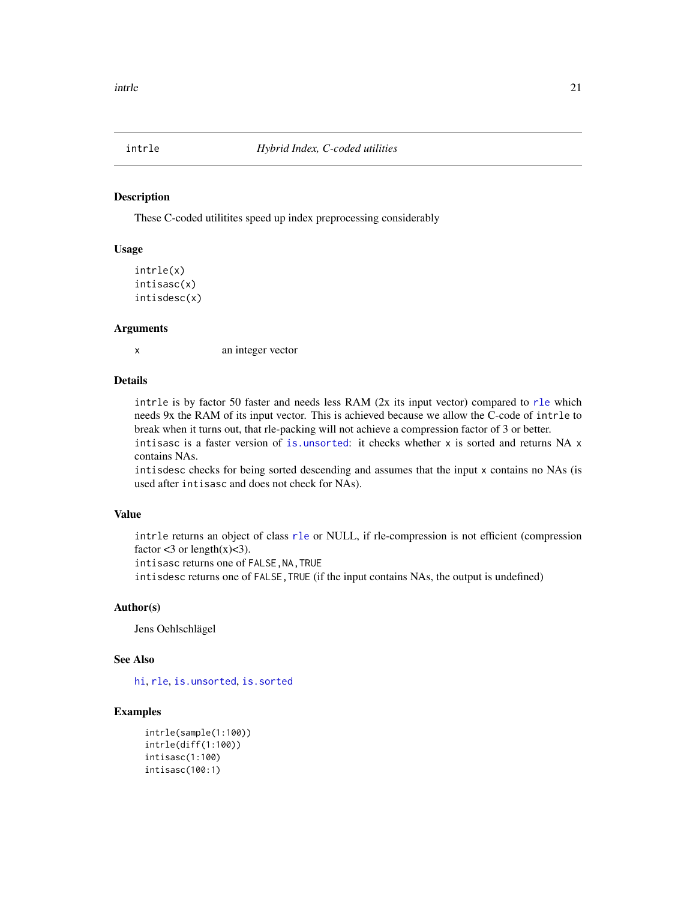# intrle *Hybrid Index, C-coded utilities*

## Description

These C-coded utilitites speed up index preprocessing considerably

## Usage

```
intrle(x)
intisasc(x)
intisdesc(x)
```

## Arguments

| | |
|---|---|
| x | an integer vector |

## Details

`intrle` is by factor 50 faster and needs less RAM (2x its input vector) compared to `rle` which needs 9x the RAM of its input vector. This is achieved because we allow the C-code of `intrle` to break when it turns out, that rle-packing will not achieve a compression factor of 3 or better.
`intisasc` is a faster version of `is.unsorted`: it checks whether `x` is sorted and returns NA `x` contains NAs.
`intisdesc` checks for being sorted descending and assumes that the input `x` contains no NAs (is used after `intisasc` and does not check for NAs).

## Value

`intrle` returns an object of class `rle` or NULL, if rle-compression is not efficient (compression factor <3 or length(x)<3).
`intisasc` returns one of `FALSE,NA,TRUE`
`intisdesc` returns one of `FALSE,TRUE` (if the input contains NAs, the output is undefined)

## Author(s)

Jens Oehlschlägel

## See Also

`hi`, `rle`, `is.unsorted`, `is.sorted`

## Examples

```
intrle(sample(1:100))
intrle(diff(1:100))
intisasc(1:100)
intisasc(100:1)
```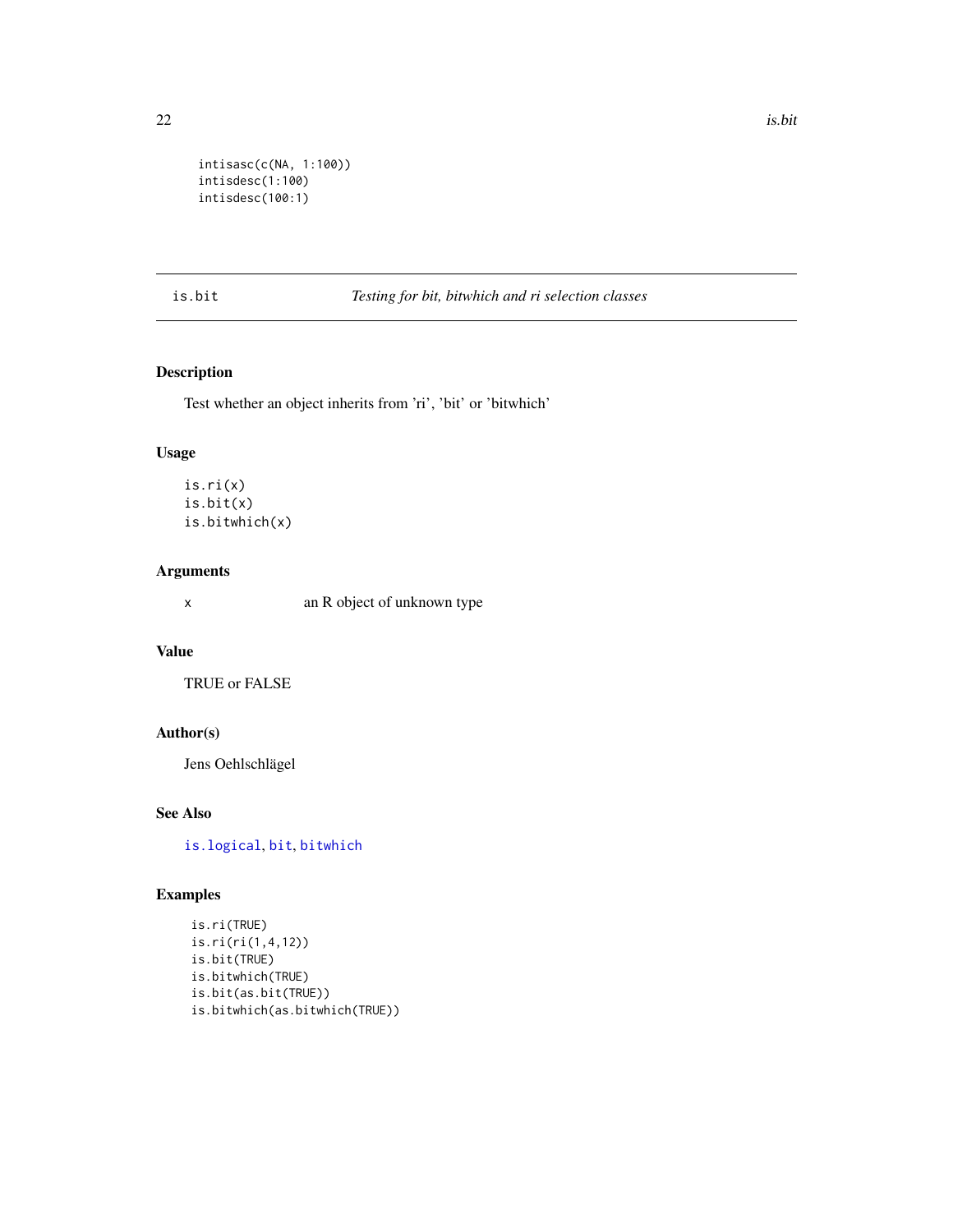```
intisasc(c(NA, 1:100))
intisdesc(1:100)
intisdesc(100:1)
```

## is.bit — *Testing for bit, bitwhich and ri selection classes*

### Description

Test whether an object inherits from 'ri', 'bit' or 'bitwhich'

### Usage

```
is.ri(x)
is.bit(x)
is.bitwhich(x)
```

### Arguments

| | |
|---|---|
| x | an R object of unknown type |

### Value

TRUE or FALSE

### Author(s)

Jens Oehlschlägel

### See Also

is.logical, bit, bitwhich

### Examples

```
is.ri(TRUE)
is.ri(ri(1,4,12))
is.bit(TRUE)
is.bitwhich(TRUE)
is.bit(as.bit(TRUE))
is.bitwhich(as.bitwhich(TRUE))
```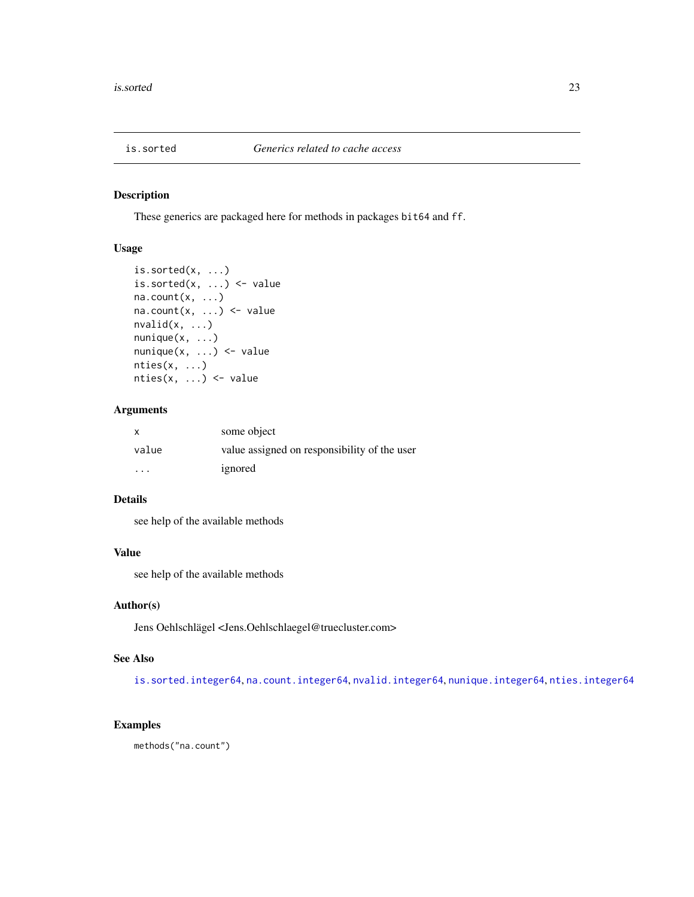## is.sorted — *Generics related to cache access*

### Description

These generics are packaged here for methods in packages `bit64` and `ff`.

### Usage

```
is.sorted(x, ...)
is.sorted(x, ...) <- value
na.count(x, ...)
na.count(x, ...) <- value
nvalid(x, ...)
nunique(x, ...)
nunique(x, ...) <- value
nties(x, ...)
nties(x, ...) <- value
```

### Arguments

| | |
|---|---|
| `x` | some object |
| `value` | value assigned on responsibility of the user |
| `...` | ignored |

### Details

see help of the available methods

### Value

see help of the available methods

### Author(s)

Jens Oehlschlägel <Jens.Oehlschlaegel@truecluster.com>

### See Also

`is.sorted.integer64`, `na.count.integer64`, `nvalid.integer64`, `nunique.integer64`, `nties.integer64`

### Examples

```
methods("na.count")
```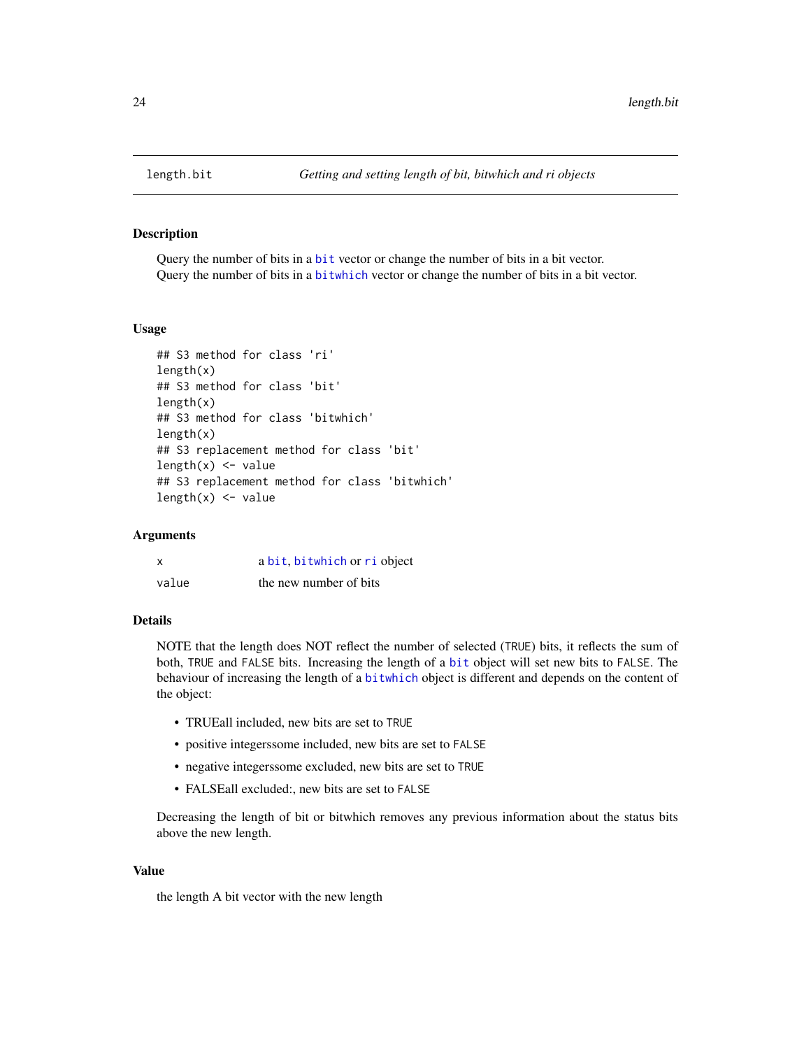## length.bit — *Getting and setting length of bit, bitwhich and ri objects*

### Description

Query the number of bits in a bit vector or change the number of bits in a bit vector.
Query the number of bits in a bitwhich vector or change the number of bits in a bit vector.

### Usage

```
## S3 method for class 'ri'
length(x)
## S3 method for class 'bit'
length(x)
## S3 method for class 'bitwhich'
length(x)
## S3 replacement method for class 'bit'
length(x) <- value
## S3 replacement method for class 'bitwhich'
length(x) <- value
```

### Arguments

| | |
|---|---|
| x | a bit, bitwhich or ri object |
| value | the new number of bits |

### Details

NOTE that the length does NOT reflect the number of selected (TRUE) bits, it reflects the sum of both, TRUE and FALSE bits. Increasing the length of a bit object will set new bits to FALSE. The behaviour of increasing the length of a bitwhich object is different and depends on the content of the object:

- TRUEall included, new bits are set to TRUE
- positive integerssome included, new bits are set to FALSE
- negative integerssome excluded, new bits are set to TRUE
- FALSEall excluded:, new bits are set to FALSE

Decreasing the length of bit or bitwhich removes any previous information about the status bits above the new length.

### Value

the length A bit vector with the new length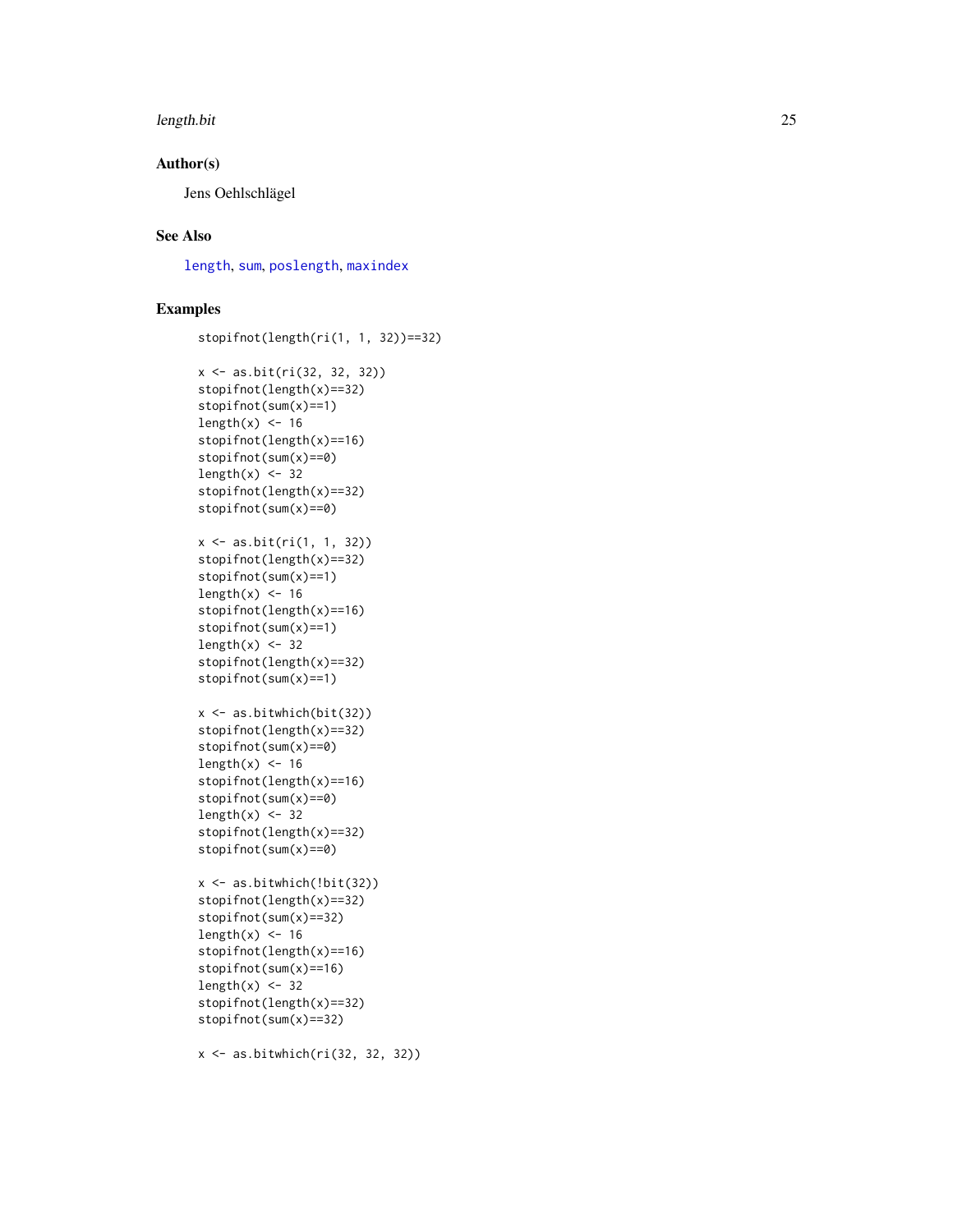## Author(s)

Jens Oehlschlägel

## See Also

length, sum, poslength, maxindex

## Examples

```
stopifnot(length(ri(1, 1, 32))==32)

x <- as.bit(ri(32, 32, 32))
stopifnot(length(x)==32)
stopifnot(sum(x)==1)
length(x) <- 16
stopifnot(length(x)==16)
stopifnot(sum(x)==0)
length(x) <- 32
stopifnot(length(x)==32)
stopifnot(sum(x)==0)

x <- as.bit(ri(1, 1, 32))
stopifnot(length(x)==32)
stopifnot(sum(x)==1)
length(x) <- 16
stopifnot(length(x)==16)
stopifnot(sum(x)==1)
length(x) <- 32
stopifnot(length(x)==32)
stopifnot(sum(x)==1)

x <- as.bitwhich(bit(32))
stopifnot(length(x)==32)
stopifnot(sum(x)==0)
length(x) <- 16
stopifnot(length(x)==16)
stopifnot(sum(x)==0)
length(x) <- 32
stopifnot(length(x)==32)
stopifnot(sum(x)==0)

x <- as.bitwhich(!bit(32))
stopifnot(length(x)==32)
stopifnot(sum(x)==32)
length(x) <- 16
stopifnot(length(x)==16)
stopifnot(sum(x)==16)
length(x) <- 32
stopifnot(length(x)==32)
stopifnot(sum(x)==32)

x <- as.bitwhich(ri(32, 32, 32))
```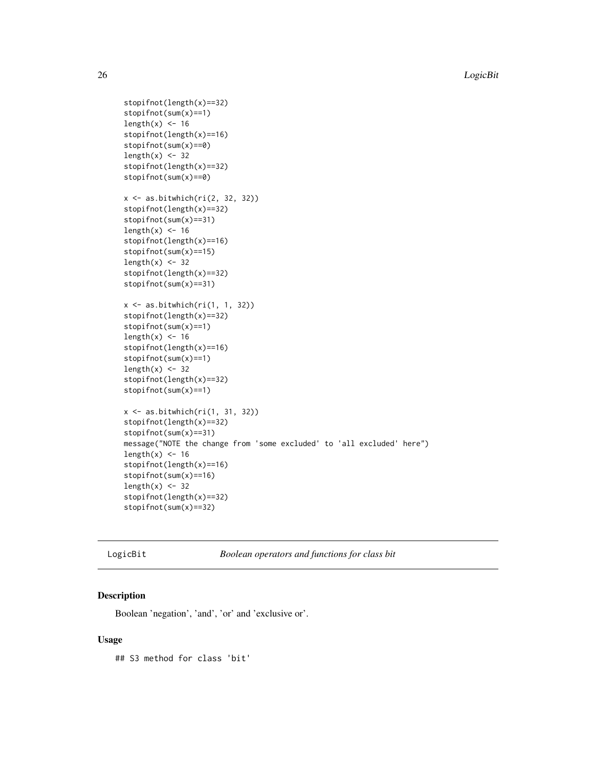```
stopifnot(length(x)==32)
stopifnot(sum(x)==1)
length(x) <- 16
stopifnot(length(x)==16)
stopifnot(sum(x)==0)
length(x) <- 32
stopifnot(length(x)==32)
stopifnot(sum(x)==0)

x <- as.bitwhich(ri(2, 32, 32))
stopifnot(length(x)==32)
stopifnot(sum(x)==31)
length(x) <- 16
stopifnot(length(x)==16)
stopifnot(sum(x)==15)
length(x) <- 32
stopifnot(length(x)==32)
stopifnot(sum(x)==31)

x <- as.bitwhich(ri(1, 1, 32))
stopifnot(length(x)==32)
stopifnot(sum(x)==1)
length(x) <- 16
stopifnot(length(x)==16)
stopifnot(sum(x)==1)
length(x) <- 32
stopifnot(length(x)==32)
stopifnot(sum(x)==1)

x <- as.bitwhich(ri(1, 31, 32))
stopifnot(length(x)==32)
stopifnot(sum(x)==31)
message("NOTE the change from 'some excluded' to 'all excluded' here")
length(x) <- 16
stopifnot(length(x)==16)
stopifnot(sum(x)==16)
length(x) <- 32
stopifnot(length(x)==32)
stopifnot(sum(x)==32)
```

## LogicBit — *Boolean operators and functions for class bit*

### Description

Boolean 'negation', 'and', 'or' and 'exclusive or'.

### Usage

```
## S3 method for class 'bit'
```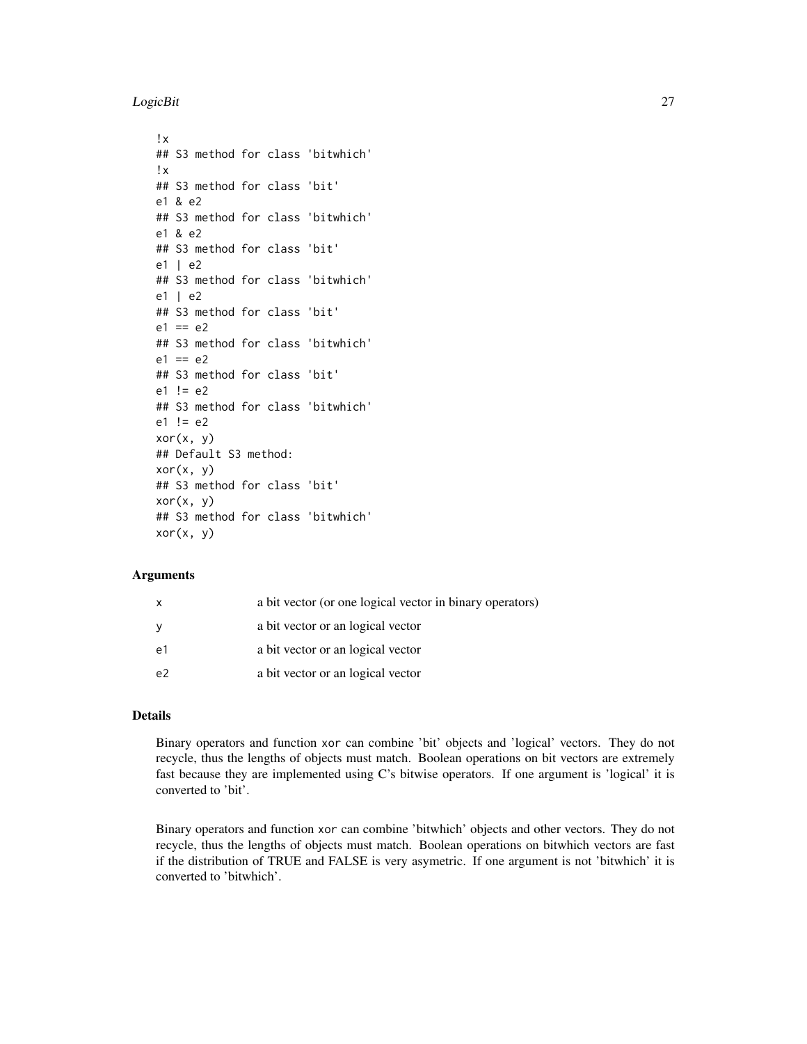```
!x
## S3 method for class 'bitwhich'
!x
## S3 method for class 'bit'
e1 & e2
## S3 method for class 'bitwhich'
e1 & e2
## S3 method for class 'bit'
e1 | e2
## S3 method for class 'bitwhich'
e1 | e2
## S3 method for class 'bit'
e1 == e2
## S3 method for class 'bitwhich'
e1 == e2
## S3 method for class 'bit'
e1 != e2
## S3 method for class 'bitwhich'
e1 != e2
xor(x, y)
## Default S3 method:
xor(x, y)
## S3 method for class 'bit'
xor(x, y)
## S3 method for class 'bitwhich'
xor(x, y)
```

### Arguments

| | |
|---|---|
| x | a bit vector (or one logical vector in binary operators) |
| y | a bit vector or an logical vector |
| e1 | a bit vector or an logical vector |
| e2 | a bit vector or an logical vector |

### Details

Binary operators and function `xor` can combine 'bit' objects and 'logical' vectors. They do not recycle, thus the lengths of objects must match. Boolean operations on bit vectors are extremely fast because they are implemented using C's bitwise operators. If one argument is 'logical' it is converted to 'bit'.

Binary operators and function `xor` can combine 'bitwhich' objects and other vectors. They do not recycle, thus the lengths of objects must match. Boolean operations on bitwhich vectors are fast if the distribution of TRUE and FALSE is very asymetric. If one argument is not 'bitwhich' it is converted to 'bitwhich'.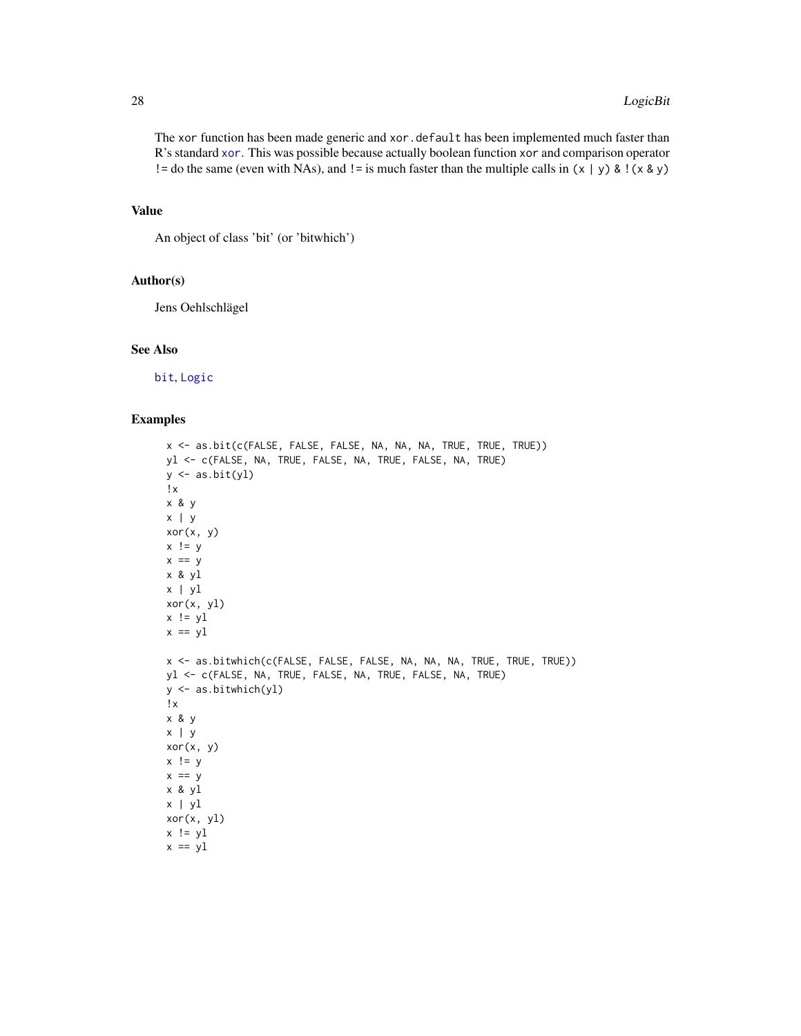The `xor` function has been made generic and `xor.default` has been implemented much faster than R's standard `xor`. This was possible because actually boolean function `xor` and comparison operator `!=` do the same (even with NAs), and `!=` is much faster than the multiple calls in `(x | y) & !(x & y)`

### Value

An object of class 'bit' (or 'bitwhich')

### Author(s)

Jens Oehlschlägel

### See Also

`bit`, `Logic`

### Examples

```
x <- as.bit(c(FALSE, FALSE, FALSE, NA, NA, NA, TRUE, TRUE, TRUE))
yl <- c(FALSE, NA, TRUE, FALSE, NA, TRUE, FALSE, NA, TRUE)
y <- as.bit(yl)
!x
x & y
x | y
xor(x, y)
x != y
x == y
x & yl
x | yl
xor(x, yl)
x != yl
x == yl

x <- as.bitwhich(c(FALSE, FALSE, FALSE, NA, NA, NA, TRUE, TRUE, TRUE))
yl <- c(FALSE, NA, TRUE, FALSE, NA, TRUE, FALSE, NA, TRUE)
y <- as.bitwhich(yl)
!x
x & y
x | y
xor(x, y)
x != y
x == y
x & yl
x | yl
xor(x, yl)
x != yl
x == yl
```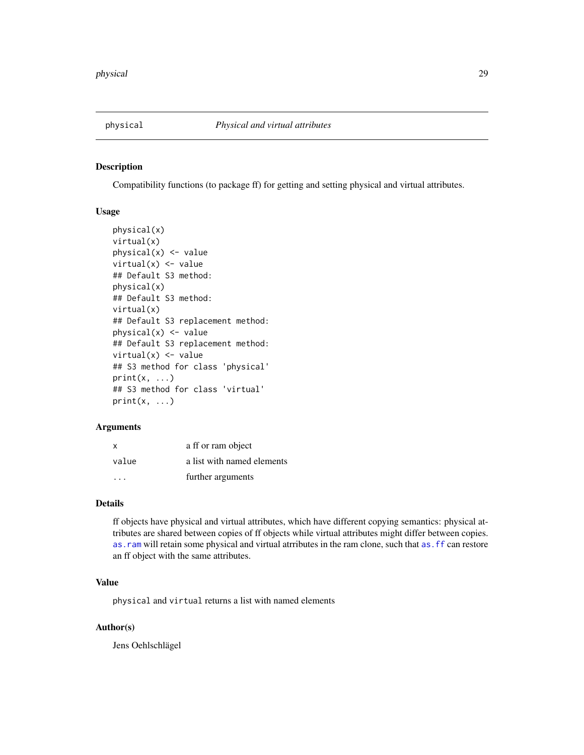## physical — *Physical and virtual attributes*

### Description

Compatibility functions (to package ff) for getting and setting physical and virtual attributes.

### Usage

```
physical(x)
virtual(x)
physical(x) <- value
virtual(x) <- value
## Default S3 method:
physical(x)
## Default S3 method:
virtual(x)
## Default S3 replacement method:
physical(x) <- value
## Default S3 replacement method:
virtual(x) <- value
## S3 method for class 'physical'
print(x, ...)
## S3 method for class 'virtual'
print(x, ...)
```

### Arguments

| | |
|---|---|
| `x` | a ff or ram object |
| `value` | a list with named elements |
| `...` | further arguments |

### Details

ff objects have physical and virtual attributes, which have different copying semantics: physical attributes are shared between copies of ff objects while virtual attributes might differ between copies. `as.ram` will retain some physical and virtual atrributes in the ram clone, such that `as.ff` can restore an ff object with the same attributes.

### Value

`physical` and `virtual` returns a list with named elements

### Author(s)

Jens Oehlschlägel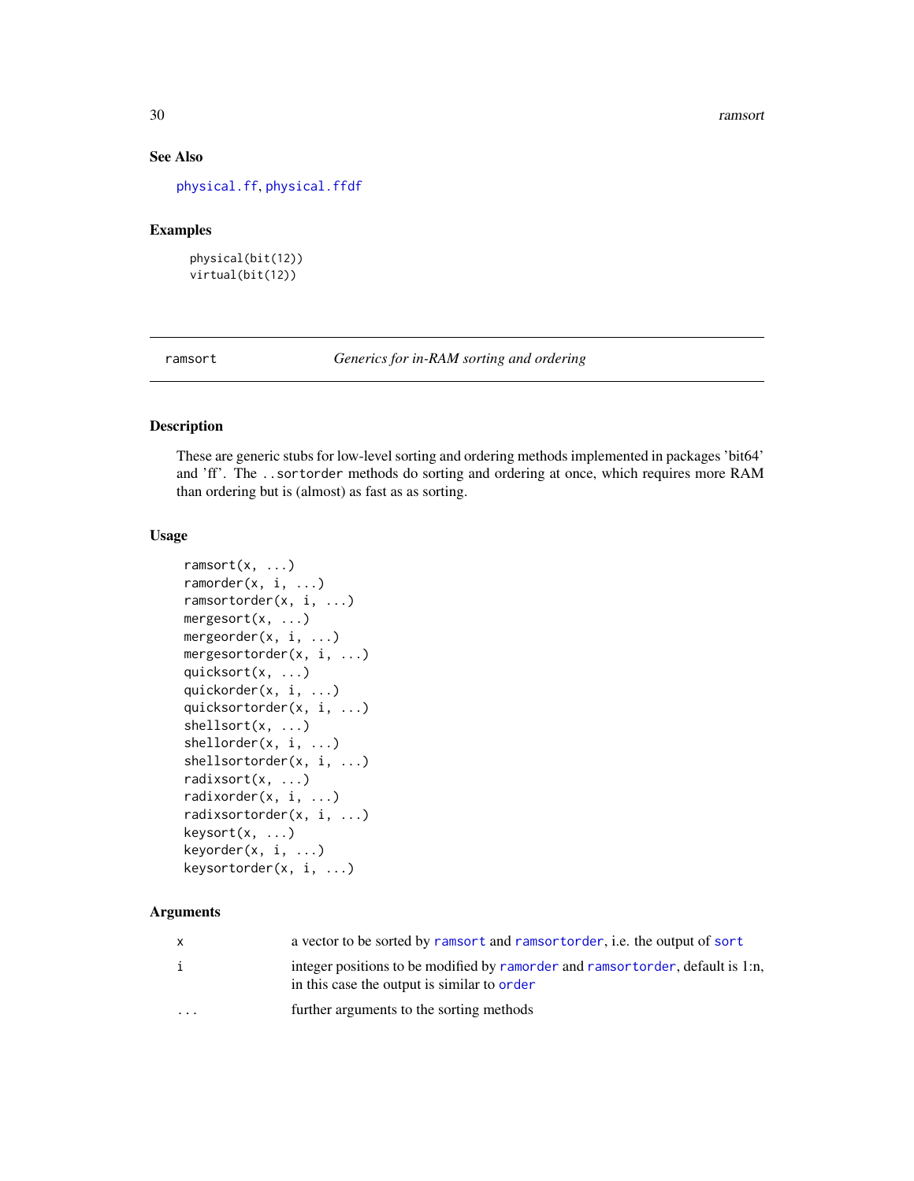## See Also

physical.ff, physical.ffdf

## Examples

```
physical(bit(12))
virtual(bit(12))
```

---

ramsort *Generics for in-RAM sorting and ordering*

---

## Description

These are generic stubs for low-level sorting and ordering methods implemented in packages 'bit64' and 'ff'. The ..sortorder methods do sorting and ordering at once, which requires more RAM than ordering but is (almost) as fast as as sorting.

## Usage

```
ramsort(x, ...)
ramorder(x, i, ...)
ramsortorder(x, i, ...)
mergesort(x, ...)
mergeorder(x, i, ...)
mergesortorder(x, i, ...)
quicksort(x, ...)
quickorder(x, i, ...)
quicksortorder(x, i, ...)
shellsort(x, ...)
shellorder(x, i, ...)
shellsortorder(x, i, ...)
radixsort(x, ...)
radixorder(x, i, ...)
radixsortorder(x, i, ...)
keysort(x, ...)
keyorder(x, i, ...)
keysortorder(x, i, ...)
```

## Arguments

| | |
|---|---|
| x | a vector to be sorted by ramsort and ramsortorder, i.e. the output of sort |
| i | integer positions to be modified by ramorder and ramsortorder, default is 1:n, in this case the output is similar to order |
| ... | further arguments to the sorting methods |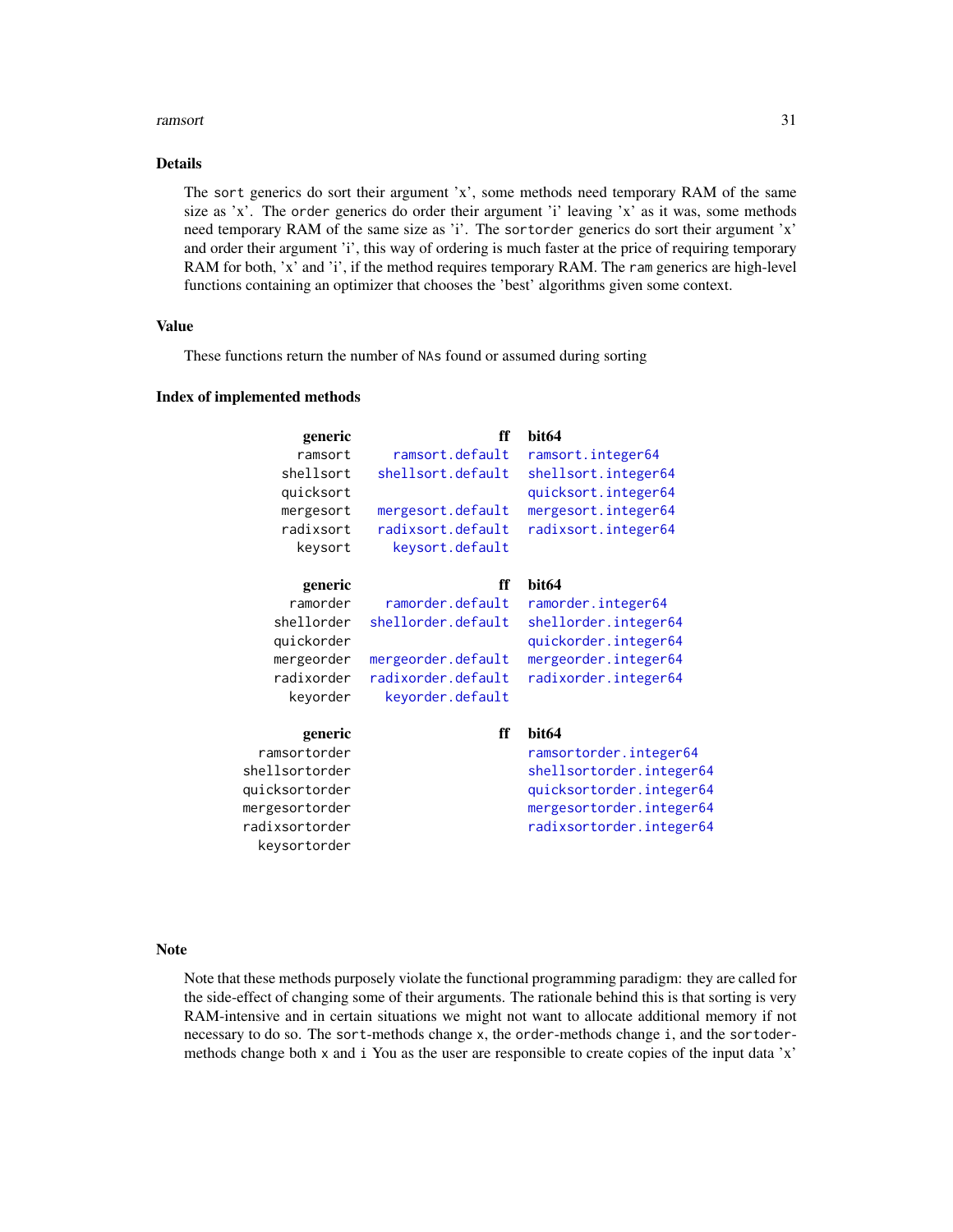## Details

The `sort` generics do sort their argument 'x', some methods need temporary RAM of the same size as 'x'. The `order` generics do order their argument 'i' leaving 'x' as it was, some methods need temporary RAM of the same size as 'i'. The `sortorder` generics do sort their argument 'x' and order their argument 'i', this way of ordering is much faster at the price of requiring temporary RAM for both, 'x' and 'i', if the method requires temporary RAM. The `ram` generics are high-level functions containing an optimizer that chooses the 'best' algorithms given some context.

## Value

These functions return the number of `NAs` found or assumed during sorting

## Index of implemented methods

| generic | ff | bit64 |
|---|---|---|
| `ramsort` | `ramsort.default` | `ramsort.integer64` |
| `shellsort` | `shellsort.default` | `shellsort.integer64` |
| `quicksort` | | `quicksort.integer64` |
| `mergesort` | `mergesort.default` | `mergesort.integer64` |
| `radixsort` | `radixsort.default` | `radixsort.integer64` |
| `keysort` | `keysort.default` | |

| generic | ff | bit64 |
|---|---|---|
| `ramorder` | `ramorder.default` | `ramorder.integer64` |
| `shellorder` | `shellorder.default` | `shellorder.integer64` |
| `quickorder` | | `quickorder.integer64` |
| `mergeorder` | `mergeorder.default` | `mergeorder.integer64` |
| `radixorder` | `radixorder.default` | `radixorder.integer64` |
| `keyorder` | `keyorder.default` | |

| generic | ff | bit64 |
|---|---|---|
| `ramsortorder` | | `ramsortorder.integer64` |
| `shellsortorder` | | `shellsortorder.integer64` |
| `quicksortorder` | | `quicksortorder.integer64` |
| `mergesortorder` | | `mergesortorder.integer64` |
| `radixsortorder` | | `radixsortorder.integer64` |
| `keysortorder` | | |

## Note

Note that these methods purposely violate the functional programming paradigm: they are called for the side-effect of changing some of their arguments. The rationale behind this is that sorting is very RAM-intensive and in certain situations we might not want to allocate additional memory if not necessary to do so. The `sort`-methods change `x`, the `order`-methods change `i`, and the `sortoder`-methods change both `x` and `i` You as the user are responsible to create copies of the input data 'x'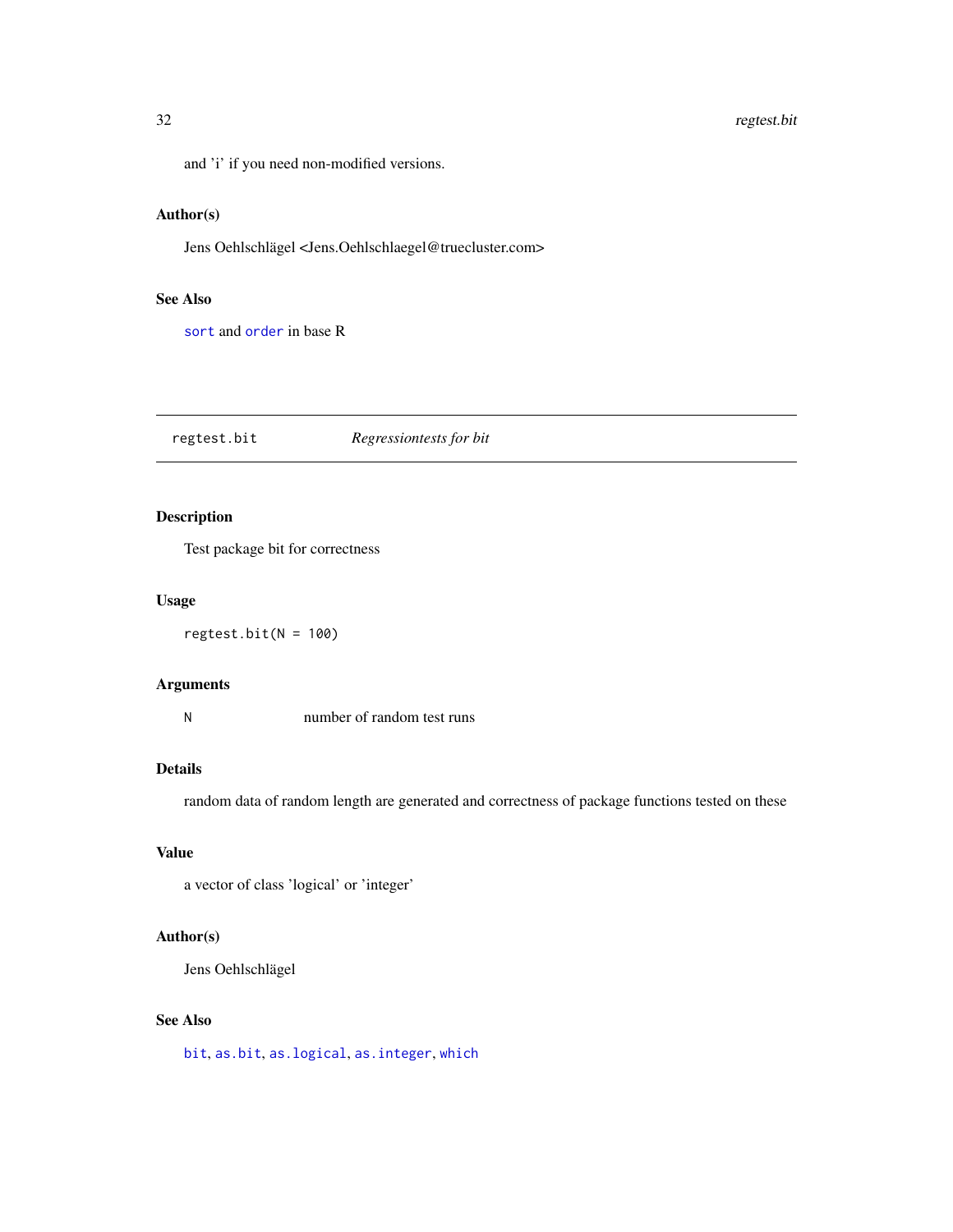and 'i' if you need non-modified versions.

### Author(s)

Jens Oehlschlägel <Jens.Oehlschlaegel@truecluster.com>

### See Also

`sort` and `order` in base R

---

## regtest.bit — *Regressiontests for bit*

### Description

Test package bit for correctness

### Usage

```
regtest.bit(N = 100)
```

### Arguments

| | |
|---|---|
| `N` | number of random test runs |

### Details

random data of random length are generated and correctness of package functions tested on these

### Value

a vector of class 'logical' or 'integer'

### Author(s)

Jens Oehlschlägel

### See Also

`bit`, `as.bit`, `as.logical`, `as.integer`, `which`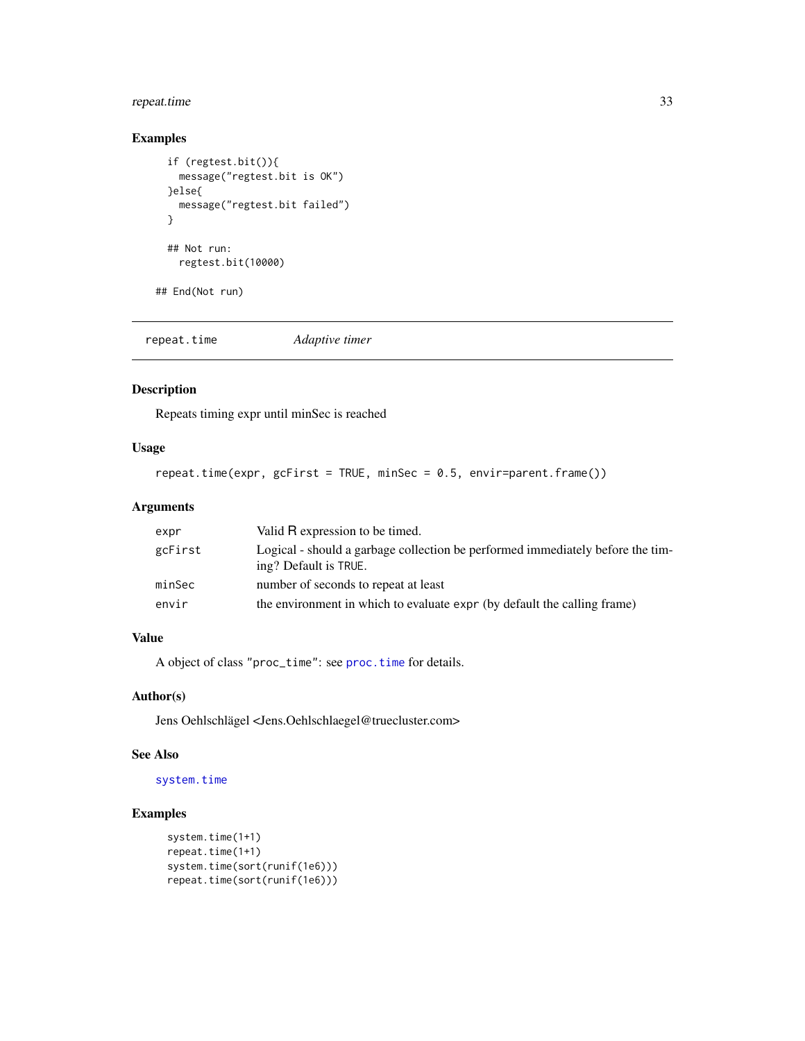## Examples

```
if (regtest.bit()){
  message("regtest.bit is OK")
}else{
  message("regtest.bit failed")
}

## Not run:
  regtest.bit(10000)

## End(Not run)
```

---

# repeat.time — *Adaptive timer*

## Description

Repeats timing expr until minSec is reached

## Usage

```
repeat.time(expr, gcFirst = TRUE, minSec = 0.5, envir=parent.frame())
```

## Arguments

| | |
|---|---|
| `expr` | Valid R expression to be timed. |
| `gcFirst` | Logical - should a garbage collection be performed immediately before the timing? Default is `TRUE`. |
| `minSec` | number of seconds to repeat at least |
| `envir` | the environment in which to evaluate `expr` (by default the calling frame) |

## Value

A object of class "`proc_time`": see `proc.time` for details.

## Author(s)

Jens Oehlschlägel <Jens.Oehlschlaegel@truecluster.com>

## See Also

`system.time`

## Examples

```
system.time(1+1)
repeat.time(1+1)
system.time(sort(runif(1e6)))
repeat.time(sort(runif(1e6)))
```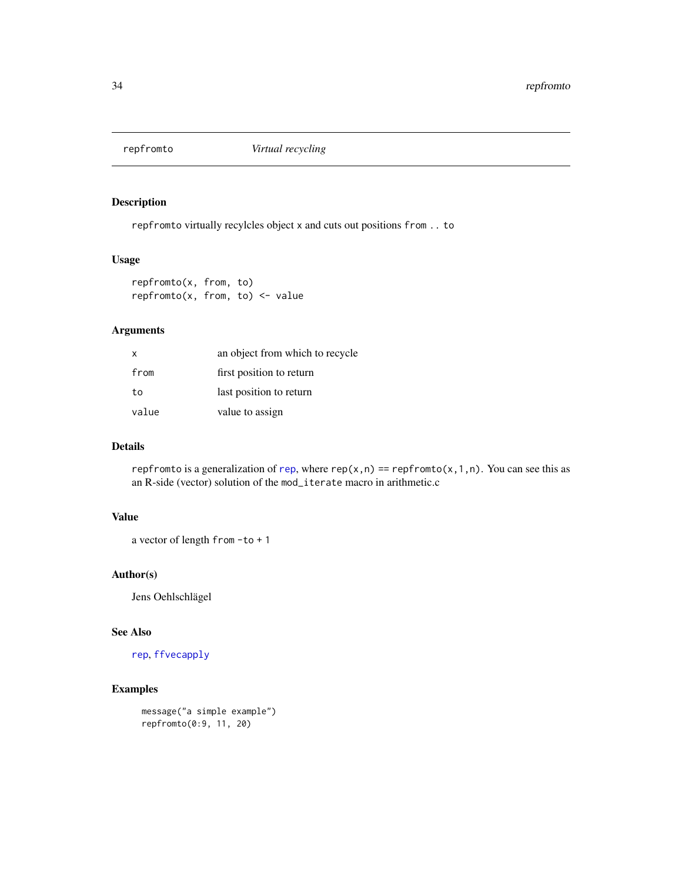repfromto *Virtual recycling*

## Description

repfromto virtually recylcles object x and cuts out positions from .. to

## Usage

```
repfromto(x, from, to)
repfromto(x, from, to) <- value
```

## Arguments

| | |
|---|---|
| x | an object from which to recycle |
| from | first position to return |
| to | last position to return |
| value | value to assign |

## Details

repfromto is a generalization of rep, where rep(x,n) == repfromto(x,1,n). You can see this as an R-side (vector) solution of the mod_iterate macro in arithmetic.c

## Value

a vector of length from -to + 1

## Author(s)

Jens Oehlschlägel

## See Also

rep, ffvecapply

## Examples

```
message("a simple example")
repfromto(0:9, 11, 20)
```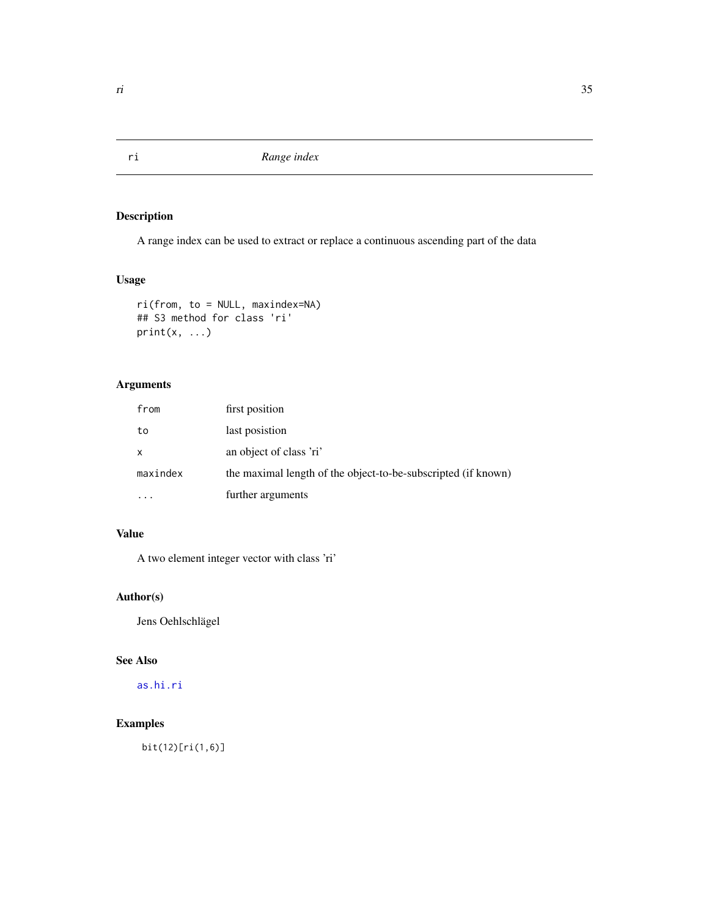# ri — *Range index*

## Description

A range index can be used to extract or replace a continuous ascending part of the data

## Usage

```
ri(from, to = NULL, maxindex=NA)
## S3 method for class 'ri'
print(x, ...)
```

## Arguments

| | |
|---|---|
| `from` | first position |
| `to` | last posistion |
| `x` | an object of class 'ri' |
| `maxindex` | the maximal length of the object-to-be-subscripted (if known) |
| `...` | further arguments |

## Value

A two element integer vector with class 'ri'

## Author(s)

Jens Oehlschlägel

## See Also

as.hi.ri

## Examples

```
bit(12)[ri(1,6)]
```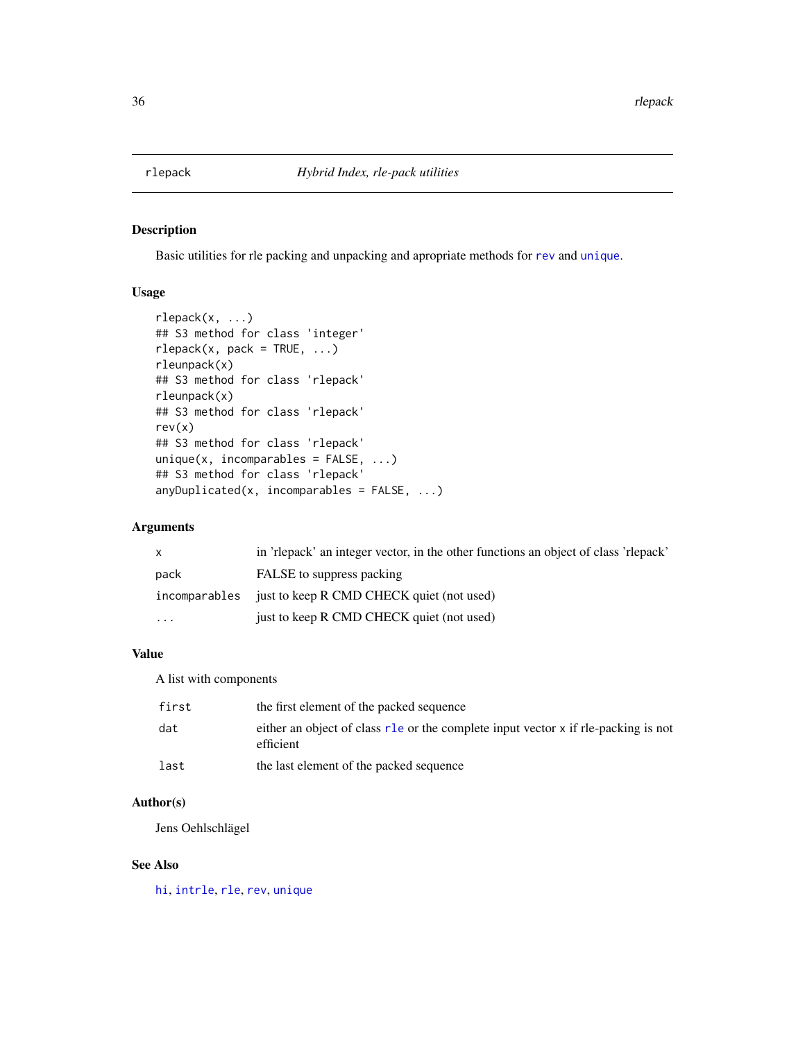# rlepack *Hybrid Index, rle-pack utilities*

## Description

Basic utilities for rle packing and unpacking and apropriate methods for `rev` and `unique`.

## Usage

```
rlepack(x, ...)
## S3 method for class 'integer'
rlepack(x, pack = TRUE, ...)
rleunpack(x)
## S3 method for class 'rlepack'
rleunpack(x)
## S3 method for class 'rlepack'
rev(x)
## S3 method for class 'rlepack'
unique(x, incomparables = FALSE, ...)
## S3 method for class 'rlepack'
anyDuplicated(x, incomparables = FALSE, ...)
```

## Arguments

| | |
|---|---|
| `x` | in 'rlepack' an integer vector, in the other functions an object of class 'rlepack' |
| `pack` | FALSE to suppress packing |
| `incomparables` | just to keep R CMD CHECK quiet (not used) |
| `...` | just to keep R CMD CHECK quiet (not used) |

## Value

A list with components

| | |
|---|---|
| `first` | the first element of the packed sequence |
| `dat` | either an object of class `rle` or the complete input vector `x` if rle-packing is not efficient |
| `last` | the last element of the packed sequence |

## Author(s)

Jens Oehlschlägel

## See Also

`hi`, `intrle`, `rle`, `rev`, `unique`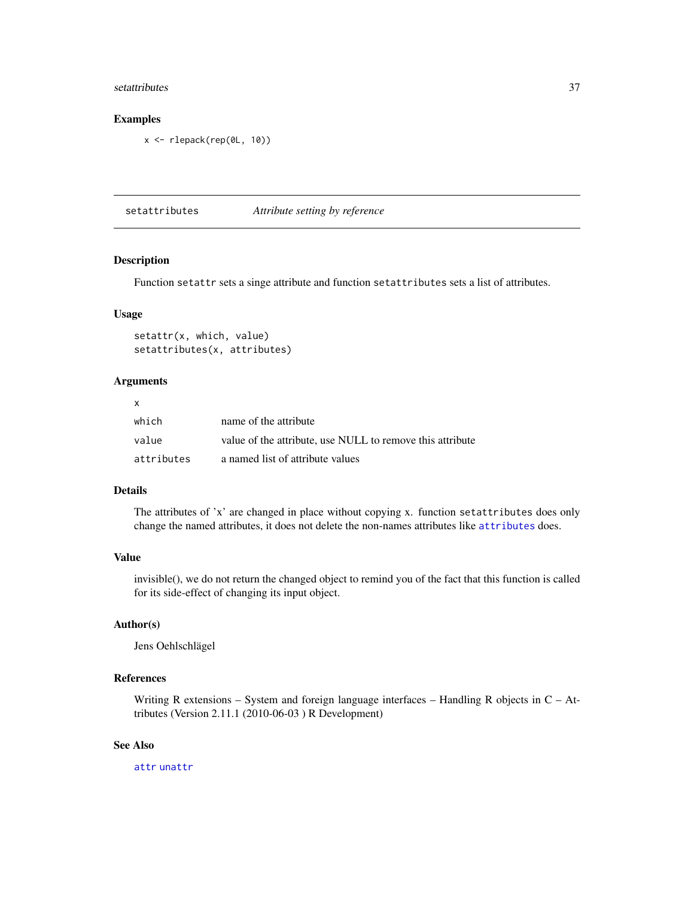## Examples

```
x <- rlepack(rep(0L, 10))
```

---

# setattributes — *Attribute setting by reference*

---

## Description

Function `setattr` sets a singe attribute and function `setattributes` sets a list of attributes.

## Usage

```
setattr(x, which, value)
setattributes(x, attributes)
```

## Arguments

| | |
|---|---|
| `x` | |
| `which` | name of the attribute |
| `value` | value of the attribute, use NULL to remove this attribute |
| `attributes` | a named list of attribute values |

## Details

The attributes of 'x' are changed in place without copying x. function `setattributes` does only change the named attributes, it does not delete the non-names attributes like `attributes` does.

## Value

invisible(), we do not return the changed object to remind you of the fact that this function is called for its side-effect of changing its input object.

## Author(s)

Jens Oehlschlägel

## References

Writing R extensions – System and foreign language interfaces – Handling R objects in C – Attributes (Version 2.11.1 (2010-06-03 ) R Development)

## See Also

`attr` `unattr`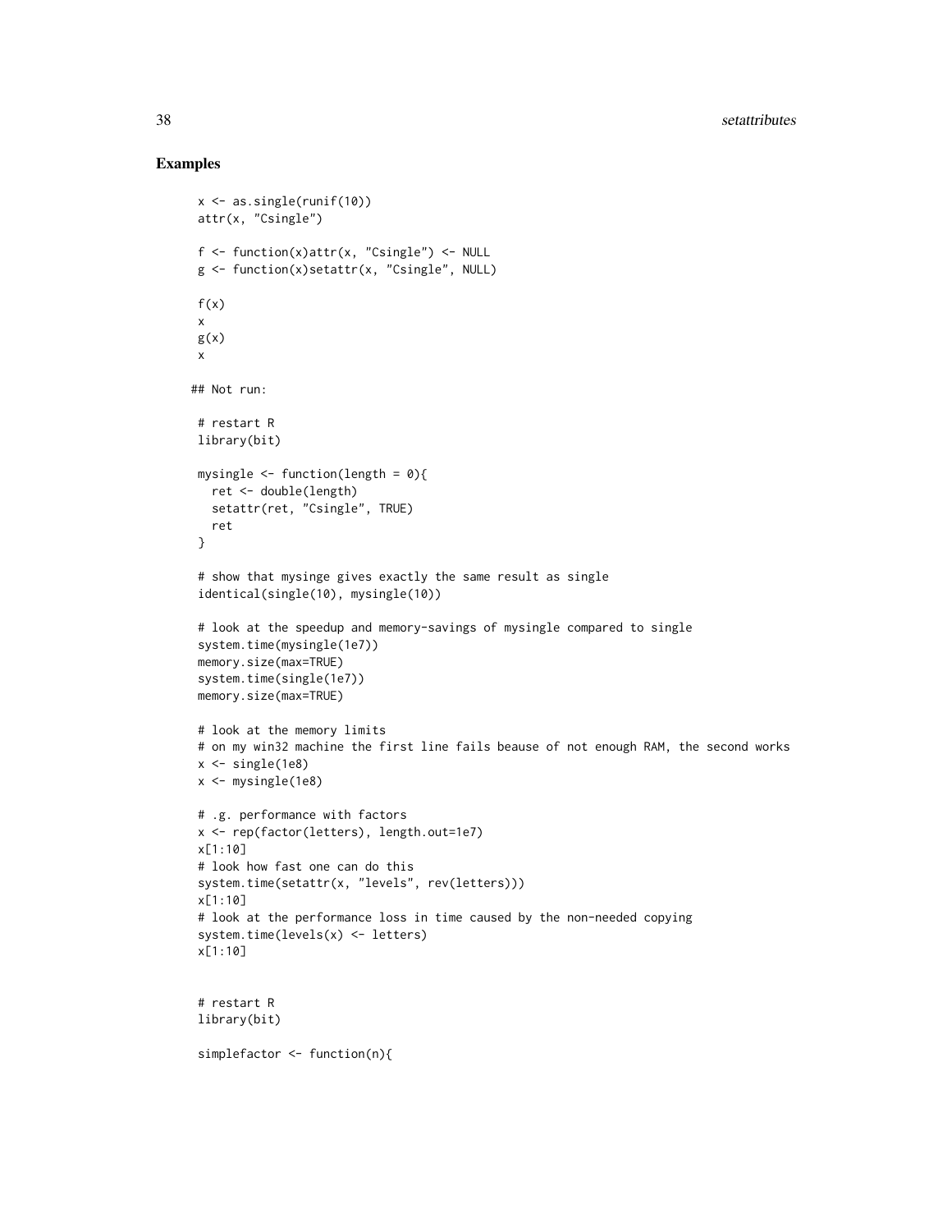## Examples

```
x <- as.single(runif(10))
attr(x, "Csingle")

f <- function(x)attr(x, "Csingle") <- NULL
g <- function(x)setattr(x, "Csingle", NULL)

f(x)
x
g(x)
x

## Not run:

# restart R
library(bit)

mysingle <- function(length = 0){
  ret <- double(length)
  setattr(ret, "Csingle", TRUE)
  ret
}

# show that mysinge gives exactly the same result as single
identical(single(10), mysingle(10))

# look at the speedup and memory-savings of mysingle compared to single
system.time(mysingle(1e7))
memory.size(max=TRUE)
system.time(single(1e7))
memory.size(max=TRUE)

# look at the memory limits
# on my win32 machine the first line fails beause of not enough RAM, the second works
x <- single(1e8)
x <- mysingle(1e8)

# .g. performance with factors
x <- rep(factor(letters), length.out=1e7)
x[1:10]
# look how fast one can do this
system.time(setattr(x, "levels", rev(letters)))
x[1:10]
# look at the performance loss in time caused by the non-needed copying
system.time(levels(x) <- letters)
x[1:10]


# restart R
library(bit)

simplefactor <- function(n){
```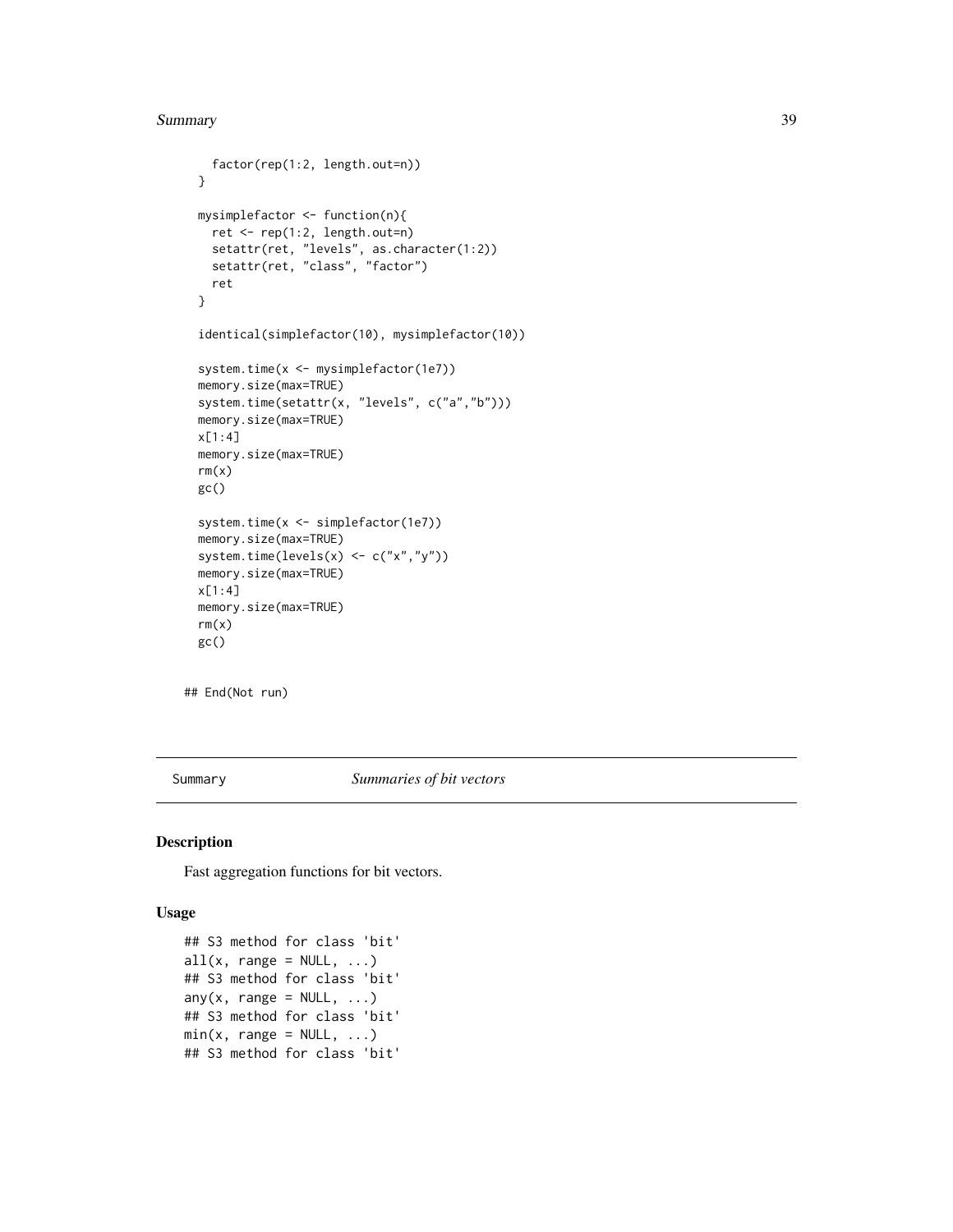```
    factor(rep(1:2, length.out=n))
  }

  mysimplefactor <- function(n){
    ret <- rep(1:2, length.out=n)
    setattr(ret, "levels", as.character(1:2))
    setattr(ret, "class", "factor")
    ret
  }

  identical(simplefactor(10), mysimplefactor(10))

  system.time(x <- mysimplefactor(1e7))
  memory.size(max=TRUE)
  system.time(setattr(x, "levels", c("a","b")))
  memory.size(max=TRUE)
  x[1:4]
  memory.size(max=TRUE)
  rm(x)
  gc()

  system.time(x <- simplefactor(1e7))
  memory.size(max=TRUE)
  system.time(levels(x) <- c("x","y"))
  memory.size(max=TRUE)
  x[1:4]
  memory.size(max=TRUE)
  rm(x)
  gc()

## End(Not run)
```

---

Summary *Summaries of bit vectors*

---

## Description

Fast aggregation functions for bit vectors.

## Usage

```
## S3 method for class 'bit'
all(x, range = NULL, ...)
## S3 method for class 'bit'
any(x, range = NULL, ...)
## S3 method for class 'bit'
min(x, range = NULL, ...)
## S3 method for class 'bit'
```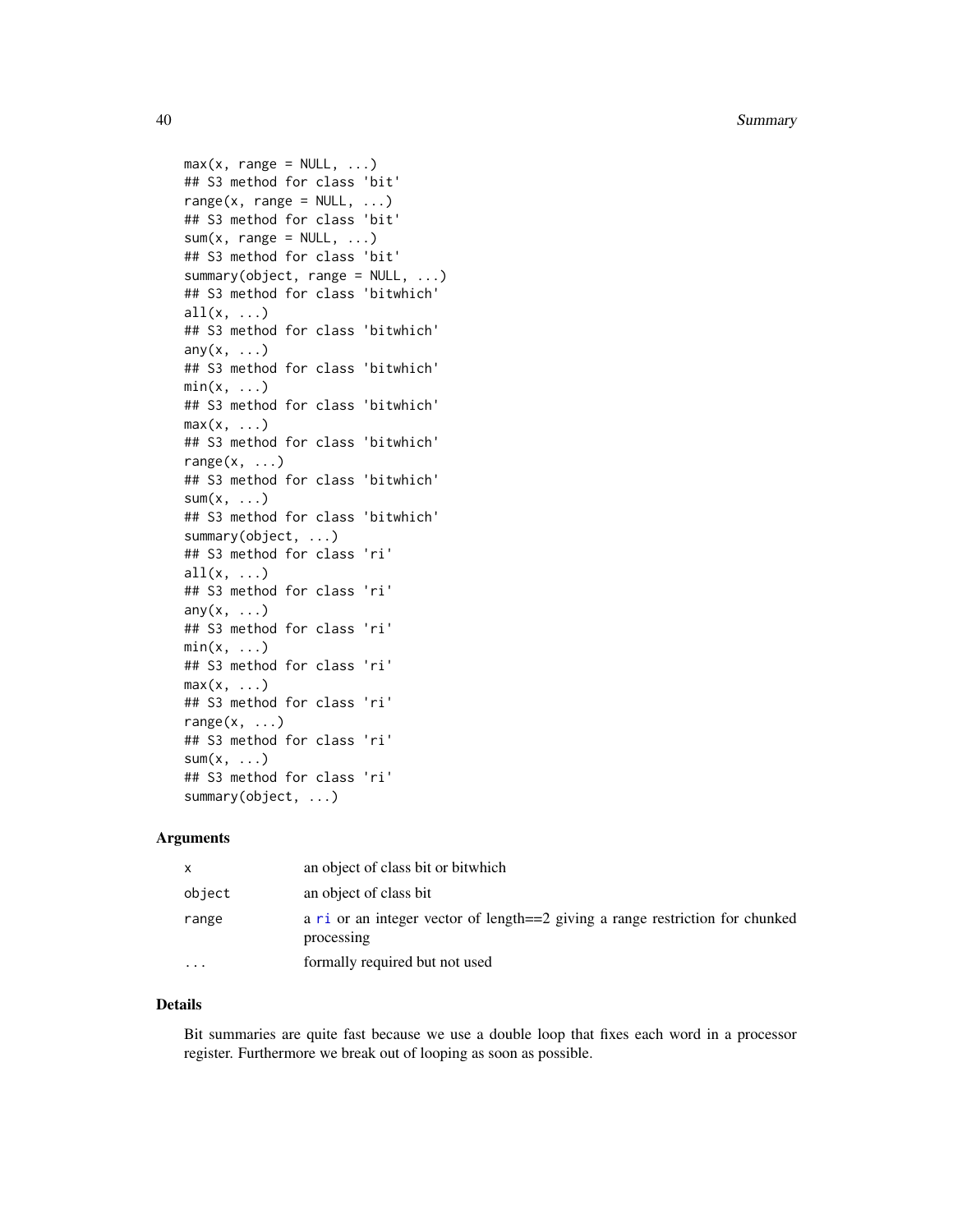```
max(x, range = NULL, ...)
## S3 method for class 'bit'
range(x, range = NULL, ...)
## S3 method for class 'bit'
sum(x, range = NULL, ...)
## S3 method for class 'bit'
summary(object, range = NULL, ...)
## S3 method for class 'bitwhich'
all(x, ...)
## S3 method for class 'bitwhich'
any(x, ...)
## S3 method for class 'bitwhich'
min(x, ...)
## S3 method for class 'bitwhich'
max(x, ...)
## S3 method for class 'bitwhich'
range(x, ...)
## S3 method for class 'bitwhich'
sum(x, ...)
## S3 method for class 'bitwhich'
summary(object, ...)
## S3 method for class 'ri'
all(x, ...)
## S3 method for class 'ri'
any(x, ...)
## S3 method for class 'ri'
min(x, ...)
## S3 method for class 'ri'
max(x, ...)
## S3 method for class 'ri'
range(x, ...)
## S3 method for class 'ri'
sum(x, ...)
## S3 method for class 'ri'
summary(object, ...)
```

### Arguments

| | |
|---|---|
| `x` | an object of class bit or bitwhich |
| `object` | an object of class bit |
| `range` | a `ri` or an integer vector of length==2 giving a range restriction for chunked processing |
| `...` | formally required but not used |

### Details

Bit summaries are quite fast because we use a double loop that fixes each word in a processor register. Furthermore we break out of looping as soon as possible.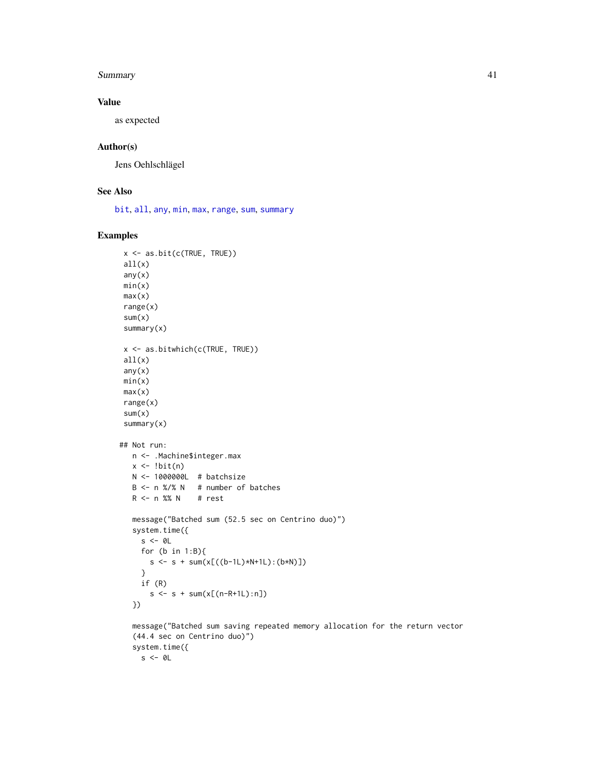### Value

as expected

### Author(s)

Jens Oehlschlägel

### See Also

bit, all, any, min, max, range, sum, summary

### Examples

```
x <- as.bit(c(TRUE, TRUE))
all(x)
any(x)
min(x)
max(x)
range(x)
sum(x)
summary(x)

x <- as.bitwhich(c(TRUE, TRUE))
all(x)
any(x)
min(x)
max(x)
range(x)
sum(x)
summary(x)

## Not run:
  n <- .Machine$integer.max
  x <- !bit(n)
  N <- 1000000L  # batchsize
  B <- n %/% N   # number of batches
  R <- n %% N    # rest

  message("Batched sum (52.5 sec on Centrino duo)")
  system.time({
    s <- 0L
    for (b in 1:B){
      s <- s + sum(x[((b-1L)*N+1L):(b*N)])
    }
    if (R)
      s <- s + sum(x[(n-R+1L):n])
  })

  message("Batched sum saving repeated memory allocation for the return vector
  (44.4 sec on Centrino duo)")
  system.time({
    s <- 0L
```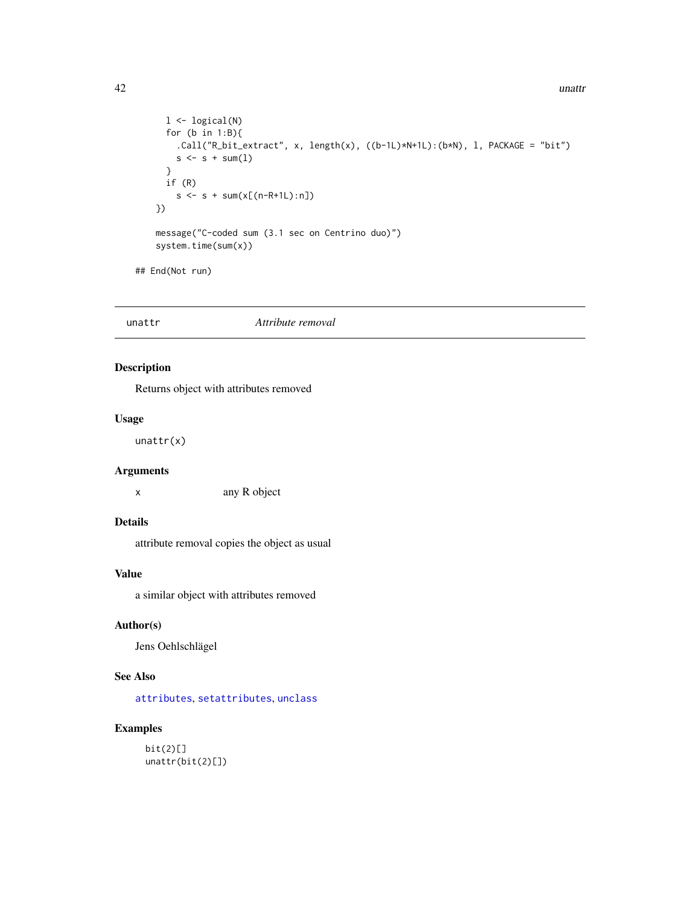```
    l <- logical(N)
    for (b in 1:B){
      .Call("R_bit_extract", x, length(x), ((b-1L)*N+1L):(b*N), l, PACKAGE = "bit")
      s <- s + sum(l)
    }
    if (R)
      s <- s + sum(x[(n-R+1L):n])
  })

  message("C-coded sum (3.1 sec on Centrino duo)")
  system.time(sum(x))

## End(Not run)
```

---

## unattr — *Attribute removal*

### Description

Returns object with attributes removed

### Usage

```
unattr(x)
```

### Arguments

| | |
|---|---|
| `x` | any R object |

### Details

attribute removal copies the object as usual

### Value

a similar object with attributes removed

### Author(s)

Jens Oehlschlägel

### See Also

`attributes`, `setattributes`, `unclass`

### Examples

```
bit(2)[]
unattr(bit(2)[])
```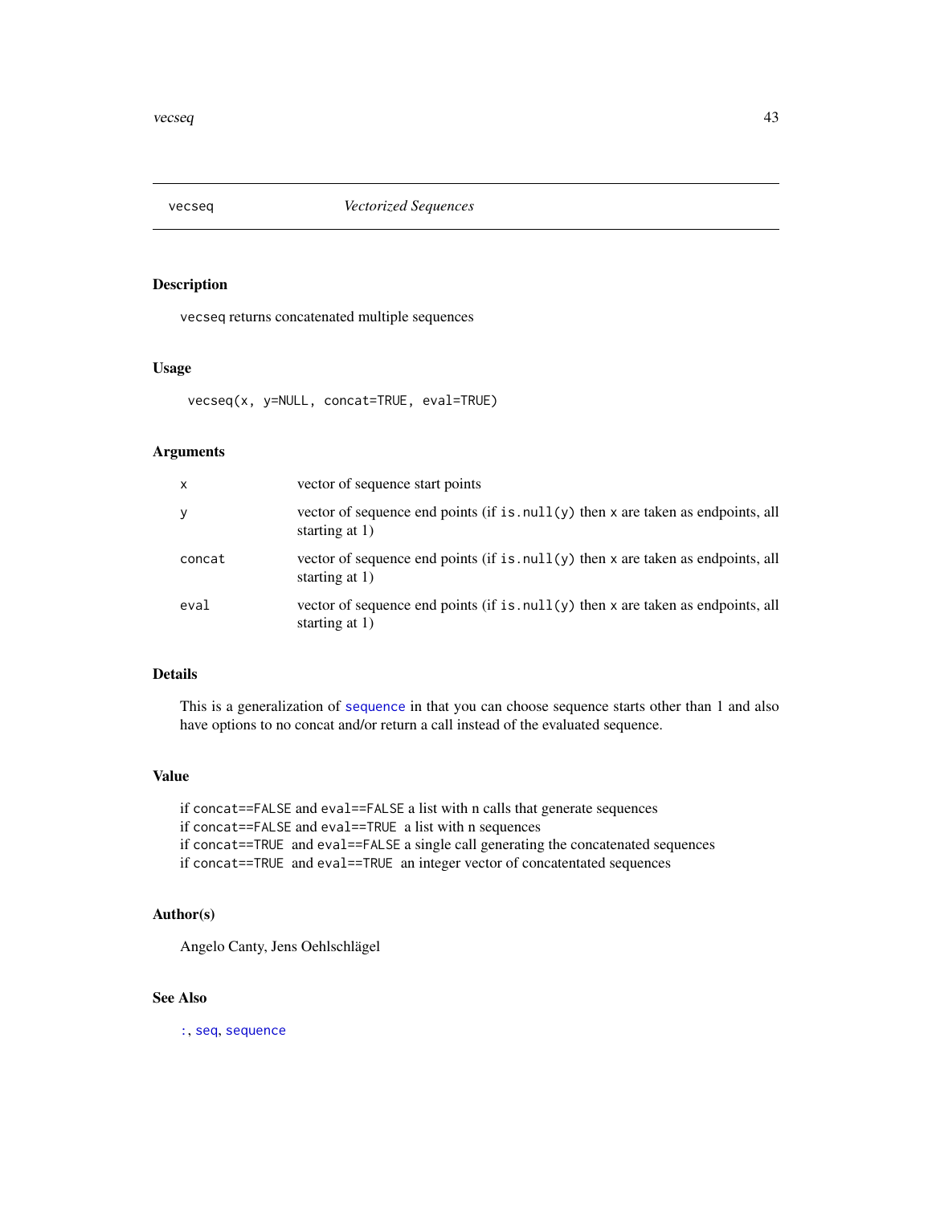## vecseq — *Vectorized Sequences*

### Description

vecseq returns concatenated multiple sequences

### Usage

```
vecseq(x, y=NULL, concat=TRUE, eval=TRUE)
```

### Arguments

| | |
|---|---|
| `x` | vector of sequence start points |
| `y` | vector of sequence end points (if `is.null(y)` then `x` are taken as endpoints, all starting at 1) |
| `concat` | vector of sequence end points (if `is.null(y)` then `x` are taken as endpoints, all starting at 1) |
| `eval` | vector of sequence end points (if `is.null(y)` then `x` are taken as endpoints, all starting at 1) |

### Details

This is a generalization of `sequence` in that you can choose sequence starts other than 1 and also have options to no concat and/or return a call instead of the evaluated sequence.

### Value

if `concat==FALSE` and `eval==FALSE` a list with n calls that generate sequences
if `concat==FALSE` and `eval==TRUE` a list with n sequences
if `concat==TRUE` and `eval==FALSE` a single call generating the concatenated sequences
if `concat==TRUE` and `eval==TRUE` an integer vector of concatentated sequences

### Author(s)

Angelo Canty, Jens Oehlschlägel

### See Also

`:`, `seq`, `sequence`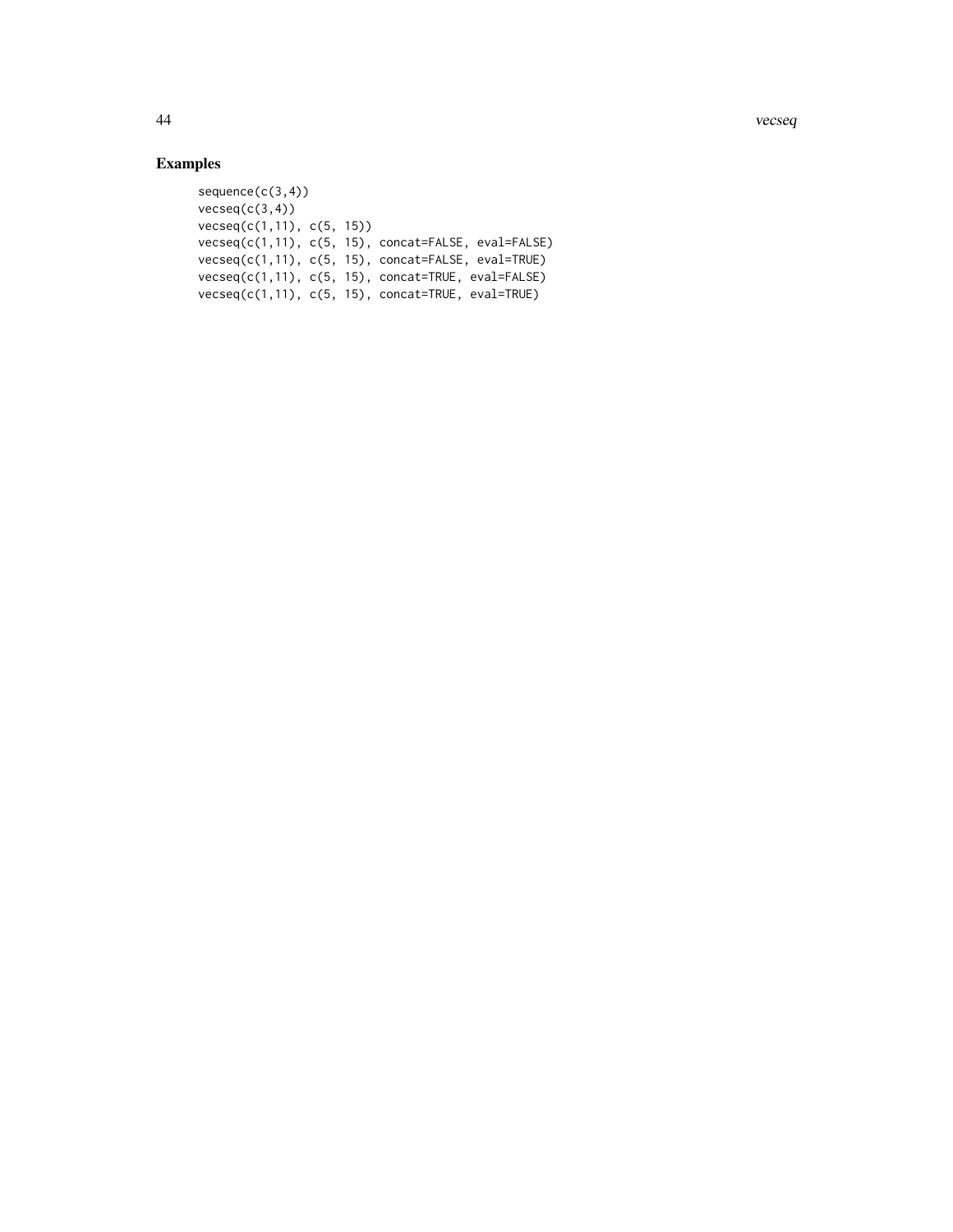## Examples

```
sequence(c(3,4))
vecseq(c(3,4))
vecseq(c(1,11), c(5, 15))
vecseq(c(1,11), c(5, 15), concat=FALSE, eval=FALSE)
vecseq(c(1,11), c(5, 15), concat=FALSE, eval=TRUE)
vecseq(c(1,11), c(5, 15), concat=TRUE, eval=FALSE)
vecseq(c(1,11), c(5, 15), concat=TRUE, eval=TRUE)
```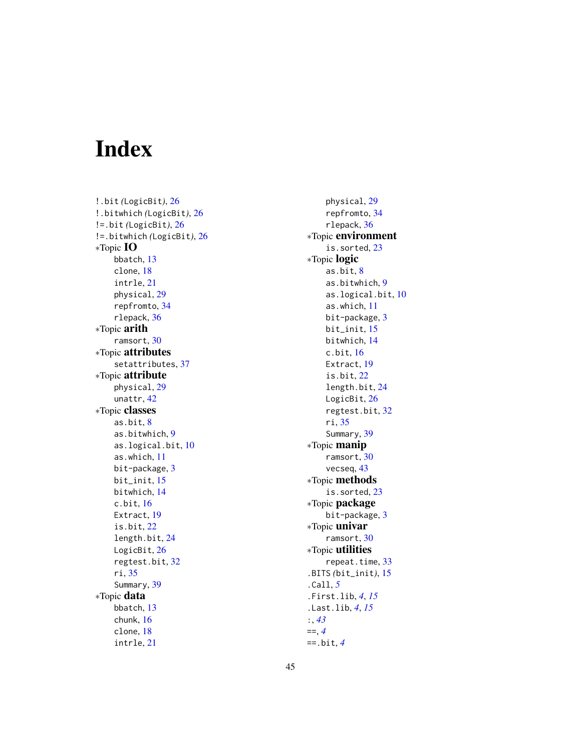# Index

!.bit (LogicBit), 26
!.bitwhich (LogicBit), 26
!=.bit (LogicBit), 26
!=.bitwhich (LogicBit), 26
∗Topic **IO**
  bbatch, 13
  clone, 18
  intrle, 21
  physical, 29
  repfromto, 34
  rlepack, 36
∗Topic **arith**
  ramsort, 30
∗Topic **attributes**
  setattributes, 37
∗Topic **attribute**
  physical, 29
  unattr, 42
∗Topic **classes**
  as.bit, 8
  as.bitwhich, 9
  as.logical.bit, 10
  as.which, 11
  bit-package, 3
  bit_init, 15
  bitwhich, 14
  c.bit, 16
  Extract, 19
  is.bit, 22
  length.bit, 24
  LogicBit, 26
  regtest.bit, 32
  ri, 35
  Summary, 39
∗Topic **data**
  bbatch, 13
  chunk, 16
  clone, 18
  intrle, 21
  physical, 29
  repfromto, 34
  rlepack, 36
∗Topic **environment**
  is.sorted, 23
∗Topic **logic**
  as.bit, 8
  as.bitwhich, 9
  as.logical.bit, 10
  as.which, 11
  bit-package, 3
  bit_init, 15
  bitwhich, 14
  c.bit, 16
  Extract, 19
  is.bit, 22
  length.bit, 24
  LogicBit, 26
  regtest.bit, 32
  ri, 35
  Summary, 39
∗Topic **manip**
  ramsort, 30
  vecseq, 43
∗Topic **methods**
  is.sorted, 23
∗Topic **package**
  bit-package, 3
∗Topic **univar**
  ramsort, 30
∗Topic **utilities**
  repeat.time, 33
.BITS (bit_init), 15
.Call, *5*
.First.lib, *4*, *15*
.Last.lib, *4*, *15*
:, *43*
==, *4*
==.bit, *4*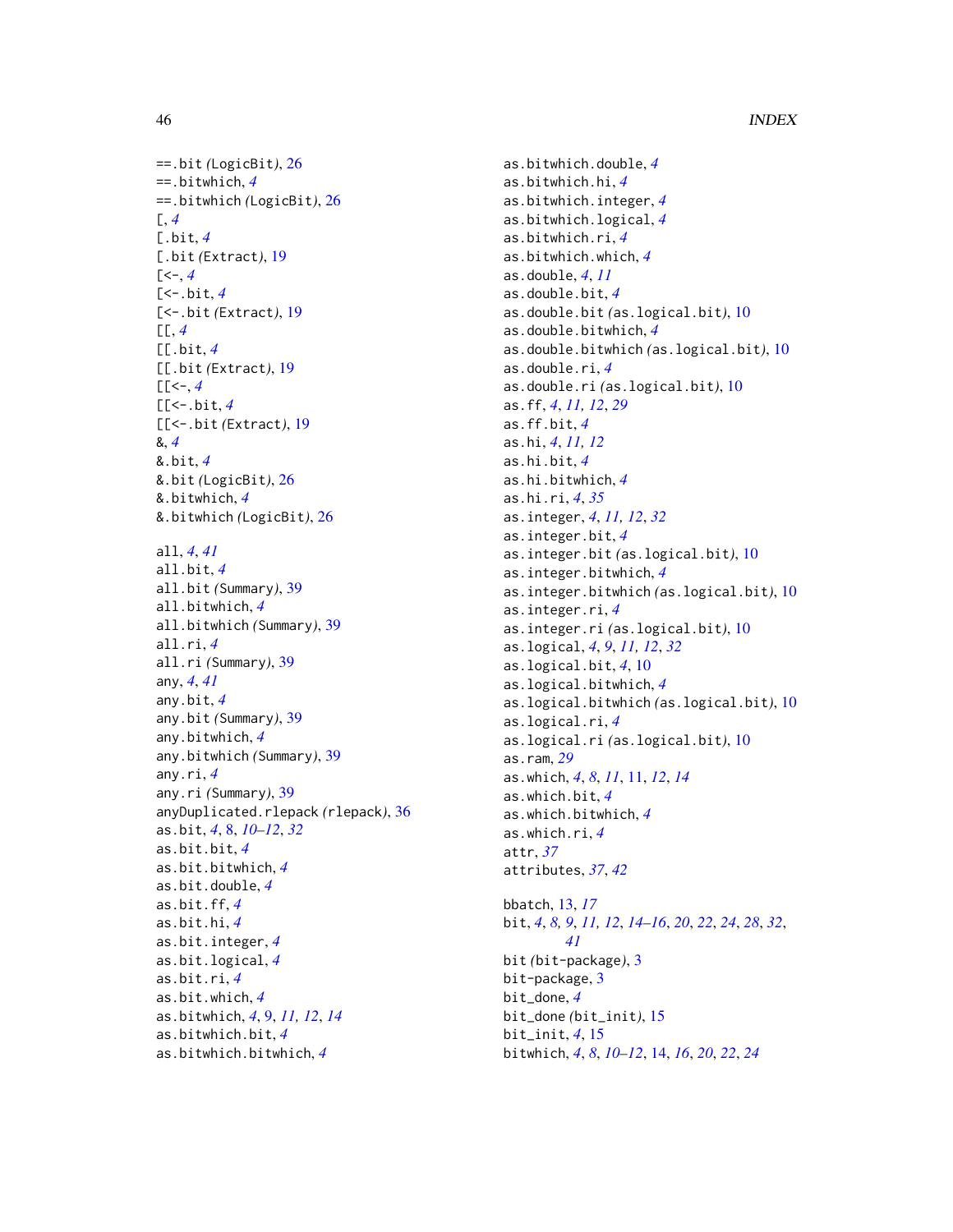==.bit *(*LogicBit*)*, 26
==.bitwhich, *4*
==.bitwhich *(*LogicBit*)*, 26
[, *4*
[.bit, *4*
[.bit *(*Extract*)*, 19
[<-, *4*
[<-.bit, *4*
[<-.bit *(*Extract*)*, 19
[[, *4*
[[.bit, *4*
[[.bit *(*Extract*)*, 19
[[<-, *4*
[[<-.bit, *4*
[[<-.bit *(*Extract*)*, 19
&, *4*
&.bit, *4*
&.bit *(*LogicBit*)*, 26
&.bitwhich, *4*
&.bitwhich *(*LogicBit*)*, 26

all, *4*, *41*
all.bit, *4*
all.bit *(*Summary*)*, 39
all.bitwhich, *4*
all.bitwhich *(*Summary*)*, 39
all.ri, *4*
all.ri *(*Summary*)*, 39
any, *4*, *41*
any.bit, *4*
any.bit *(*Summary*)*, 39
any.bitwhich, *4*
any.bitwhich *(*Summary*)*, 39
any.ri, *4*
any.ri *(*Summary*)*, 39
anyDuplicated.rlepack *(*rlepack*)*, 36
as.bit, *4*, 8, *10–12*, *32*
as.bit.bit, *4*
as.bit.bitwhich, *4*
as.bit.double, *4*
as.bit.ff, *4*
as.bit.hi, *4*
as.bit.integer, *4*
as.bit.logical, *4*
as.bit.ri, *4*
as.bit.which, *4*
as.bitwhich, *4*, 9, *11, 12*, *14*
as.bitwhich.bit, *4*
as.bitwhich.bitwhich, *4*
as.bitwhich.double, *4*
as.bitwhich.hi, *4*
as.bitwhich.integer, *4*
as.bitwhich.logical, *4*
as.bitwhich.ri, *4*
as.bitwhich.which, *4*
as.double, *4*, *11*
as.double.bit, *4*
as.double.bit *(*as.logical.bit*)*, 10
as.double.bitwhich, *4*
as.double.bitwhich *(*as.logical.bit*)*, 10
as.double.ri, *4*
as.double.ri *(*as.logical.bit*)*, 10
as.ff, *4*, *11, 12*, *29*
as.ff.bit, *4*
as.hi, *4*, *11, 12*
as.hi.bit, *4*
as.hi.bitwhich, *4*
as.hi.ri, *4*, *35*
as.integer, *4*, *11, 12*, *32*
as.integer.bit, *4*
as.integer.bit *(*as.logical.bit*)*, 10
as.integer.bitwhich, *4*
as.integer.bitwhich *(*as.logical.bit*)*, 10
as.integer.ri, *4*
as.integer.ri *(*as.logical.bit*)*, 10
as.logical, *4*, *9*, *11, 12*, *32*
as.logical.bit, *4*, 10
as.logical.bitwhich, *4*
as.logical.bitwhich *(*as.logical.bit*)*, 10
as.logical.ri, *4*
as.logical.ri *(*as.logical.bit*)*, 10
as.ram, *29*
as.which, *4*, *8*, *11*, 11, *12*, *14*
as.which.bit, *4*
as.which.bitwhich, *4*
as.which.ri, *4*
attr, *37*
attributes, *37*, *42*

bbatch, 13, *17*
bit, *4*, *8, 9*, *11, 12*, *14–16*, *20*, *22*, *24*, *28*, *32*, *41*
bit *(*bit-package*)*, 3
bit-package, 3
bit_done, *4*
bit_done *(*bit_init*)*, 15
bit_init, *4*, 15
bitwhich, *4*, *8*, *10–12*, 14, *16*, *20*, *22*, *24*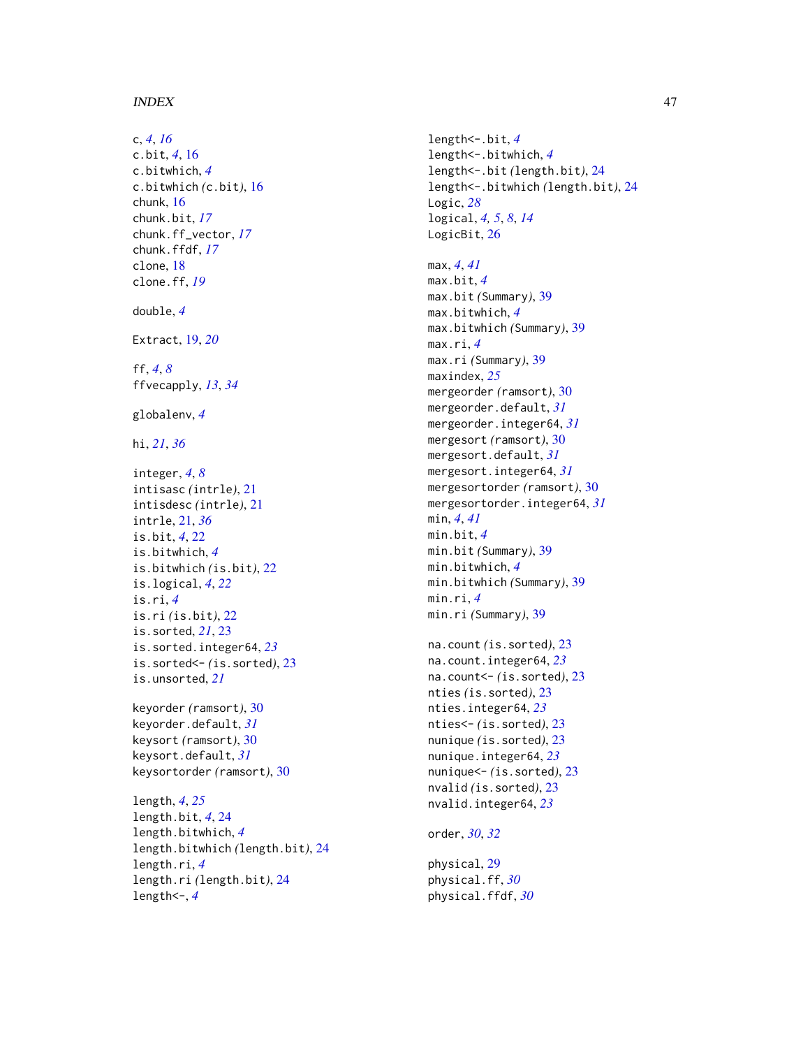c, *4*, *16*
c.bit, *4*, 16
c.bitwhich, *4*
c.bitwhich (c.bit), 16
chunk, 16
chunk.bit, *17*
chunk.ff_vector, *17*
chunk.ffdf, *17*
clone, 18
clone.ff, *19*

double, *4*

Extract, 19, *20*

ff, *4*, *8*
ffvecapply, *13*, *34*

globalenv, *4*

hi, *21*, *36*

integer, *4*, *8*
intisasc (intrle), 21
intisdesc (intrle), 21
intrle, 21, *36*
is.bit, *4*, 22
is.bitwhich, *4*
is.bitwhich (is.bit), 22
is.logical, *4*, *22*
is.ri, *4*
is.ri (is.bit), 22
is.sorted, *21*, 23
is.sorted.integer64, *23*
is.sorted<- (is.sorted), 23
is.unsorted, *21*

keyorder (ramsort), 30
keyorder.default, *31*
keysort (ramsort), 30
keysort.default, *31*
keysortorder (ramsort), 30

length, *4*, *25*
length.bit, *4*, 24
length.bitwhich, *4*
length.bitwhich (length.bit), 24
length.ri, *4*
length.ri (length.bit), 24
length<-, *4*
length<-.bit, *4*
length<-.bitwhich, *4*
length<-.bit (length.bit), 24
length<-.bitwhich (length.bit), 24
Logic, *28*
logical, *4*, *5*, *8*, *14*
LogicBit, 26

max, *4*, *41*
max.bit, *4*
max.bit (Summary), 39
max.bitwhich, *4*
max.bitwhich (Summary), 39
max.ri, *4*
max.ri (Summary), 39
maxindex, *25*
mergeorder (ramsort), 30
mergeorder.default, *31*
mergeorder.integer64, *31*
mergesort (ramsort), 30
mergesort.default, *31*
mergesort.integer64, *31*
mergesortorder (ramsort), 30
mergesortorder.integer64, *31*
min, *4*, *41*
min.bit, *4*
min.bit (Summary), 39
min.bitwhich, *4*
min.bitwhich (Summary), 39
min.ri, *4*
min.ri (Summary), 39

na.count (is.sorted), 23
na.count.integer64, *23*
na.count<- (is.sorted), 23
nties (is.sorted), 23
nties.integer64, *23*
nties<- (is.sorted), 23
nunique (is.sorted), 23
nunique.integer64, *23*
nunique<- (is.sorted), 23
nvalid (is.sorted), 23
nvalid.integer64, *23*

order, *30*, *32*

physical, 29
physical.ff, *30*
physical.ffdf, *30*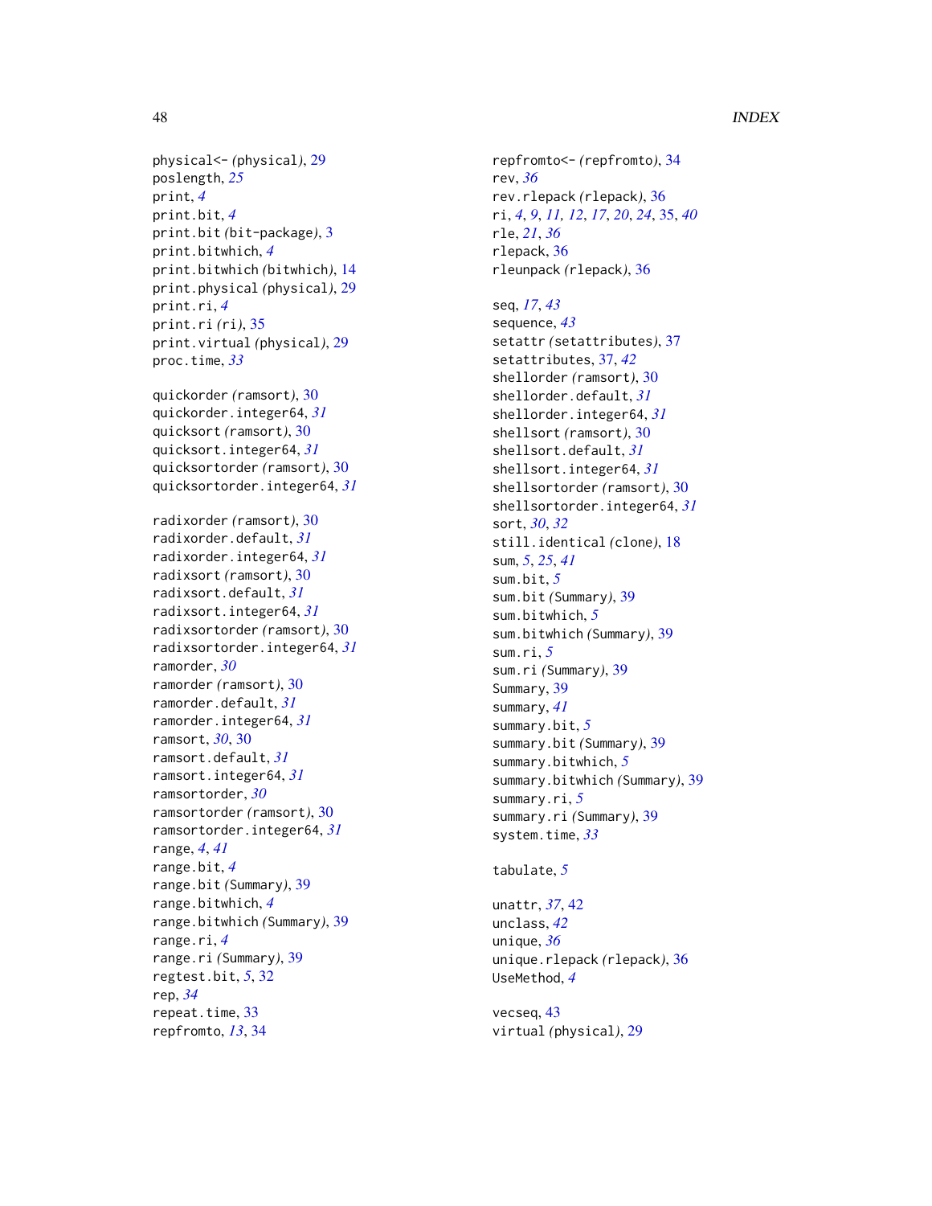physical<- *(physical)*, 29
poslength, *25*
print, *4*
print.bit, *4*
print.bit *(bit-package)*, 3
print.bitwhich, *4*
print.bitwhich *(bitwhich)*, 14
print.physical *(physical)*, 29
print.ri, *4*
print.ri *(ri)*, 35
print.virtual *(physical)*, 29
proc.time, *33*

quickorder *(ramsort)*, 30
quickorder.integer64, *31*
quicksort *(ramsort)*, 30
quicksort.integer64, *31*
quicksortorder *(ramsort)*, 30
quicksortorder.integer64, *31*

radixorder *(ramsort)*, 30
radixorder.default, *31*
radixorder.integer64, *31*
radixsort *(ramsort)*, 30
radixsort.default, *31*
radixsort.integer64, *31*
radixsortorder *(ramsort)*, 30
radixsortorder.integer64, *31*
ramorder, *30*
ramorder *(ramsort)*, 30
ramorder.default, *31*
ramorder.integer64, *31*
ramsort, *30*, 30
ramsort.default, *31*
ramsort.integer64, *31*
ramsortorder, *30*
ramsortorder *(ramsort)*, 30
ramsortorder.integer64, *31*
range, *4*, *41*
range.bit, *4*
range.bit *(Summary)*, 39
range.bitwhich, *4*
range.bitwhich *(Summary)*, 39
range.ri, *4*
range.ri *(Summary)*, 39
regtest.bit, *5*, 32
rep, *34*
repeat.time, 33
repfromto, *13*, 34
repfromto<- *(repfromto)*, 34
rev, *36*
rev.rlepack *(rlepack)*, 36
ri, *4*, *9*, *11*, *12*, *17*, *20*, *24*, 35, *40*
rle, *21*, *36*
rlepack, 36
rleunpack *(rlepack)*, 36

seq, *17*, *43*
sequence, *43*
setattr *(setattributes)*, 37
setattributes, 37, *42*
shellorder *(ramsort)*, 30
shellorder.default, *31*
shellorder.integer64, *31*
shellsort *(ramsort)*, 30
shellsort.default, *31*
shellsort.integer64, *31*
shellsortorder *(ramsort)*, 30
shellsortorder.integer64, *31*
sort, *30*, *32*
still.identical *(clone)*, 18
sum, *5*, *25*, *41*
sum.bit, *5*
sum.bit *(Summary)*, 39
sum.bitwhich, *5*
sum.bitwhich *(Summary)*, 39
sum.ri, *5*
sum.ri *(Summary)*, 39
Summary, 39
summary, *41*
summary.bit, *5*
summary.bit *(Summary)*, 39
summary.bitwhich, *5*
summary.bitwhich *(Summary)*, 39
summary.ri, *5*
summary.ri *(Summary)*, 39
system.time, *33*

tabulate, *5*

unattr, *37*, 42
unclass, *42*
unique, *36*
unique.rlepack *(rlepack)*, 36
UseMethod, *4*

vecseq, 43
virtual *(physical)*, 29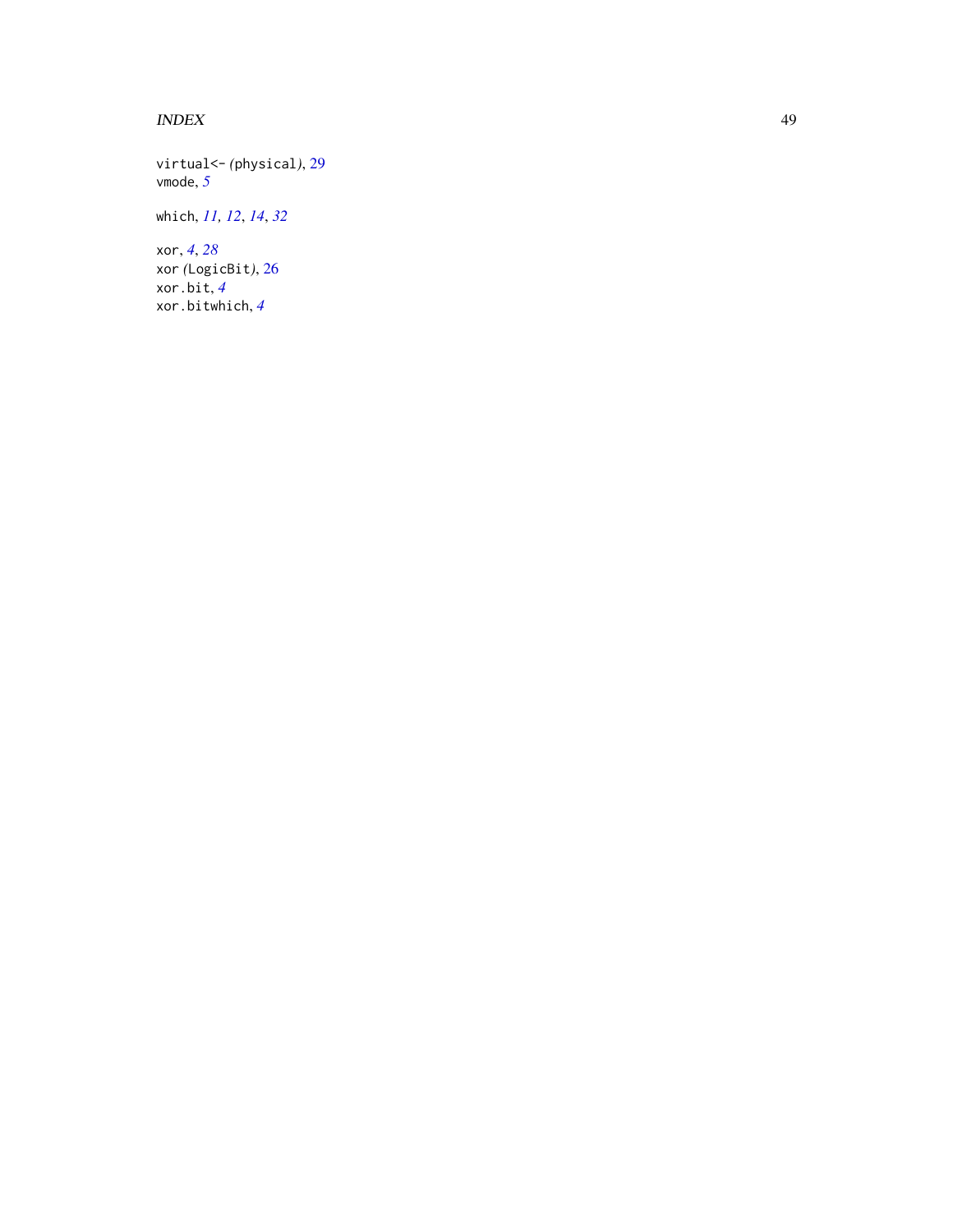virtual<- (physical), 29
vmode, *5*

which, *11, 12*, *14*, *32*

xor, *4*, *28*
xor (LogicBit), 26
xor.bit, *4*
xor.bitwhich, *4*